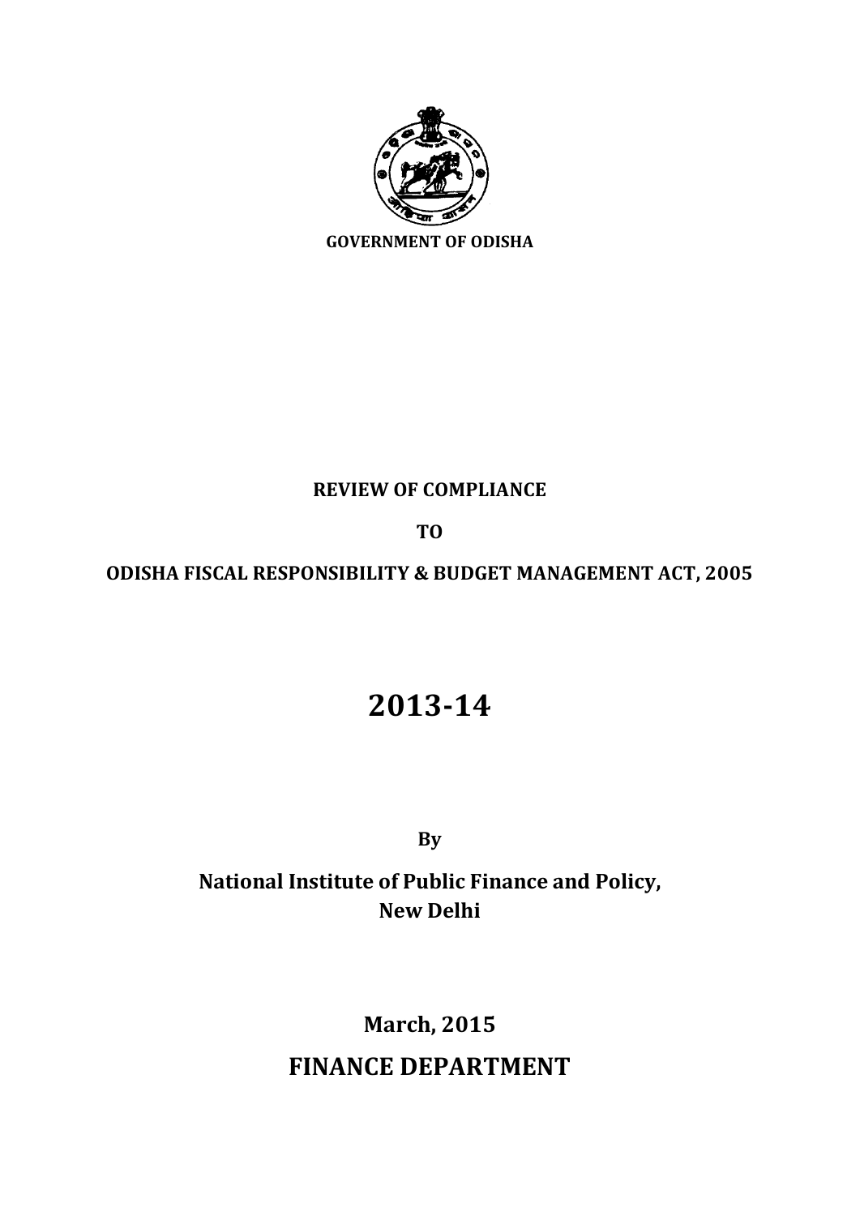GOVERNMENT OF ODISHA

**REVIEW OF COMPLIANCE**

**TO**

**ODISHA FISCAL RESPONSIBILITY & BUDGET MANAGEMENT ACT, 2005**

# 2013-14

**By**

**National Institute of Public Finance and Policy, New Delhi**

**March, 2015**

**FINANCE DEPARTMENT**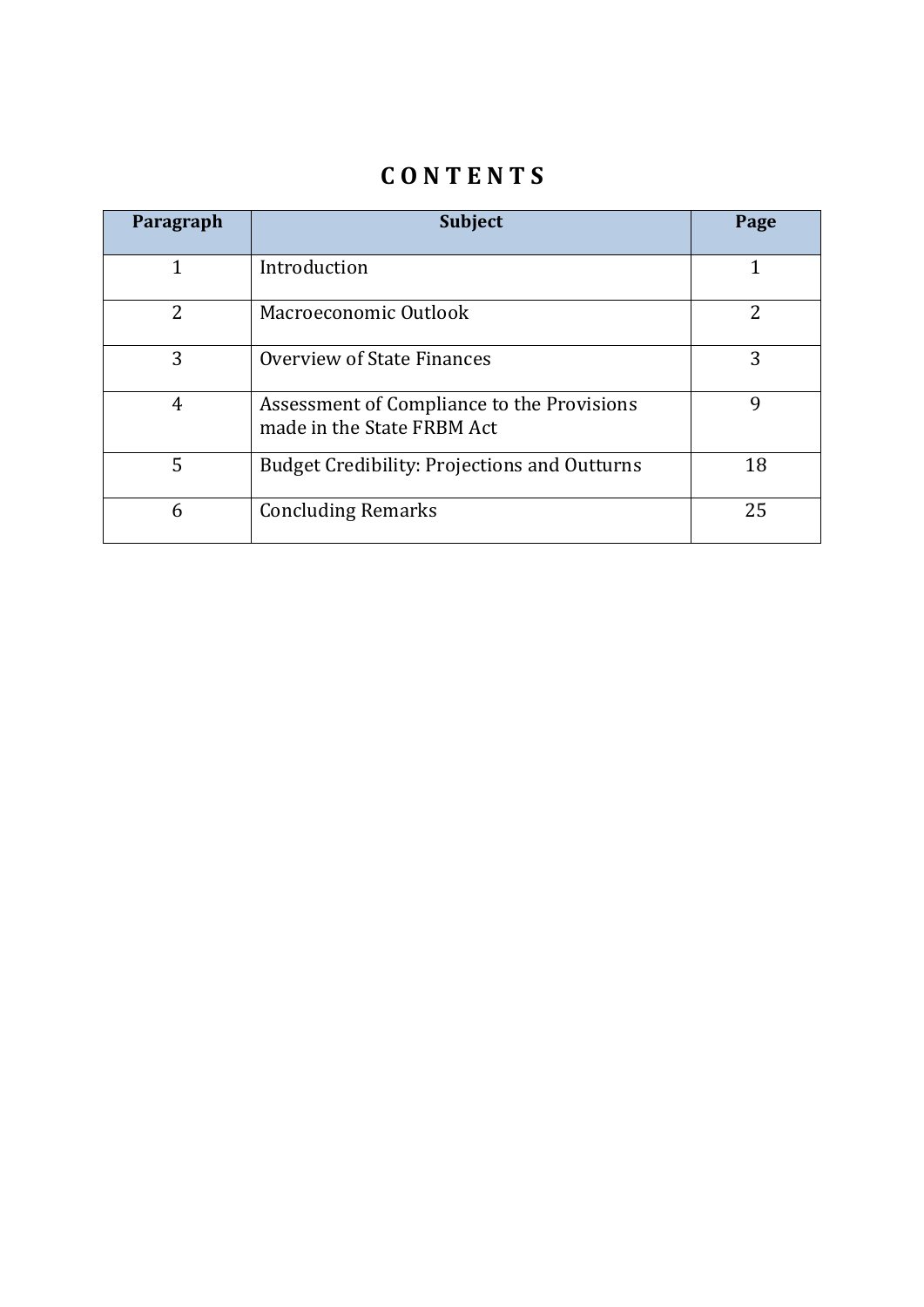# C O N T E N T S

| Paragraph | Subject | Page |
|---|---|---|
| 1 | Introduction | 1 |
| 2 | Macroeconomic Outlook | 2 |
| 3 | Overview of State Finances | 3 |
| 4 | Assessment of Compliance to the Provisions made in the State FRBM Act | 9 |
| 5 | Budget Credibility: Projections and Outturns | 18 |
| 6 | Concluding Remarks | 25 |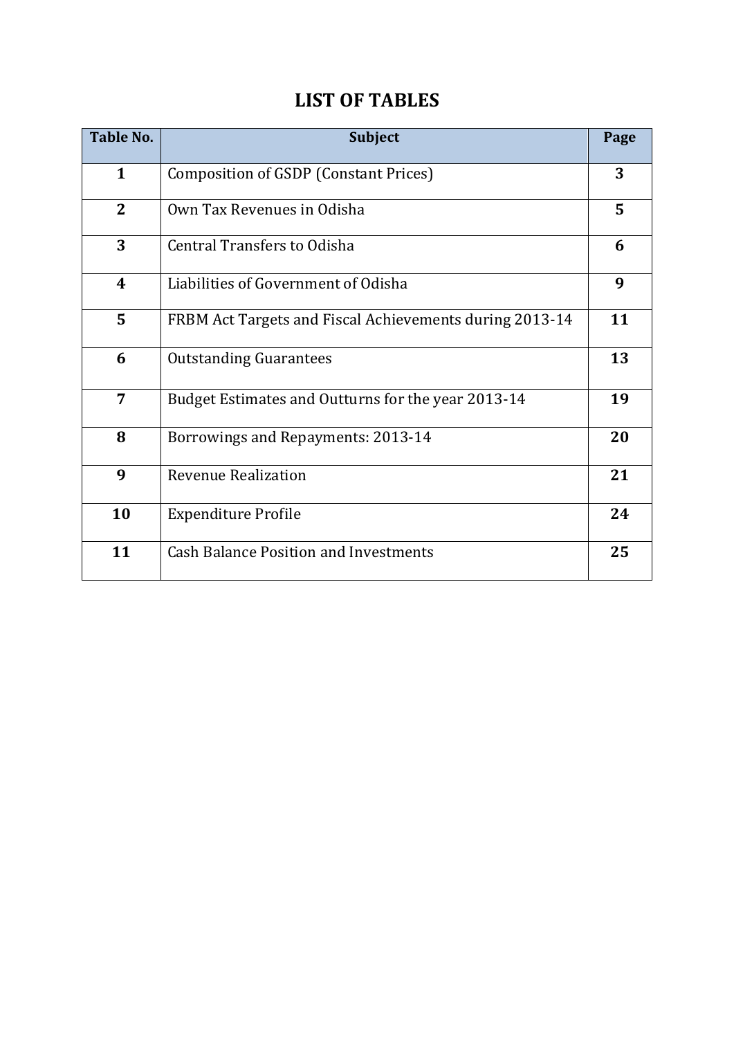# LIST OF TABLES

| Table No. | Subject | Page |
|---|---|---|
| **1** | Composition of GSDP (Constant Prices) | **3** |
| **2** | Own Tax Revenues in Odisha | **5** |
| **3** | Central Transfers to Odisha | **6** |
| **4** | Liabilities of Government of Odisha | **9** |
| **5** | FRBM Act Targets and Fiscal Achievements during 2013-14 | **11** |
| **6** | Outstanding Guarantees | **13** |
| **7** | Budget Estimates and Outturns for the year 2013-14 | **19** |
| **8** | Borrowings and Repayments: 2013-14 | **20** |
| **9** | Revenue Realization | **21** |
| **10** | Expenditure Profile | **24** |
| **11** | Cash Balance Position and Investments | **25** |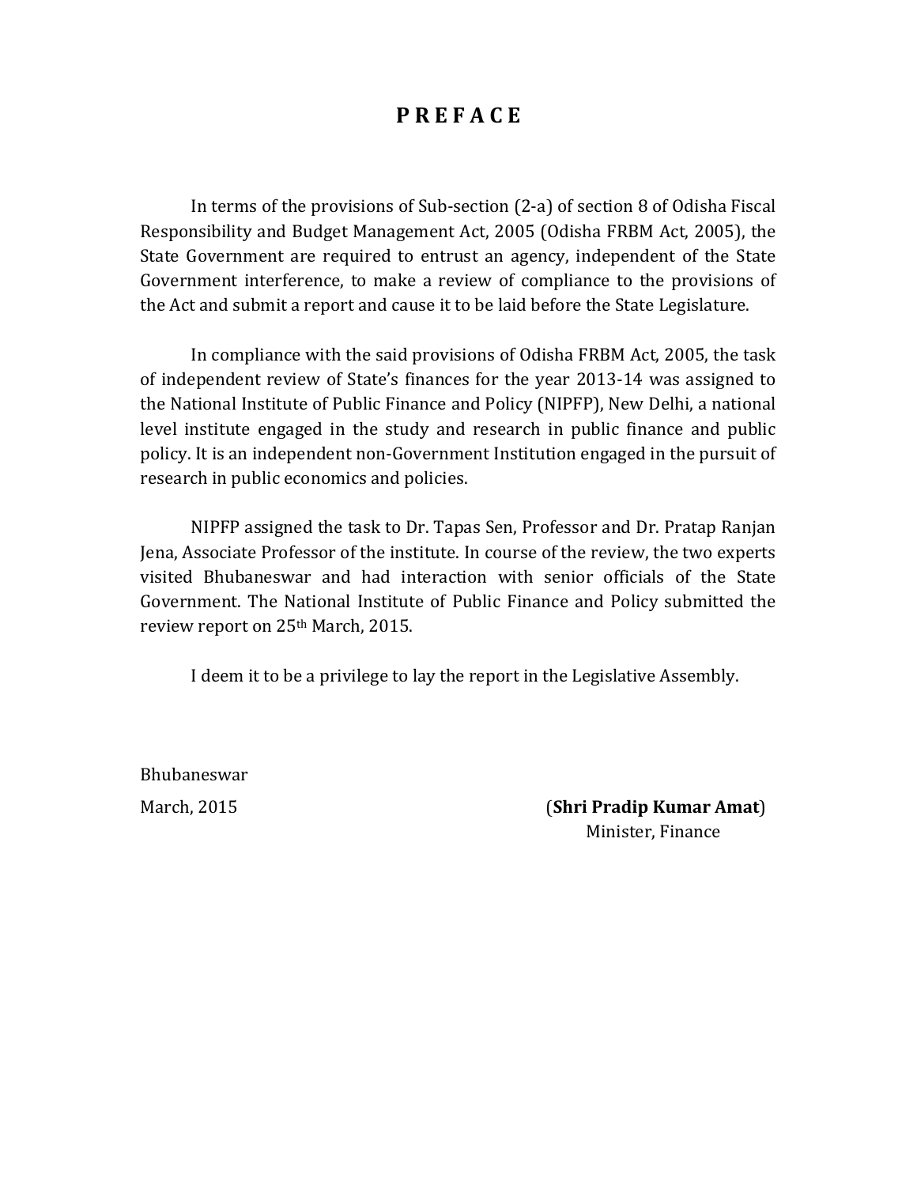# P R E F A C E

In terms of the provisions of Sub-section (2-a) of section 8 of Odisha Fiscal Responsibility and Budget Management Act, 2005 (Odisha FRBM Act, 2005), the State Government are required to entrust an agency, independent of the State Government interference, to make a review of compliance to the provisions of the Act and submit a report and cause it to be laid before the State Legislature.

In compliance with the said provisions of Odisha FRBM Act, 2005, the task of independent review of State's finances for the year 2013-14 was assigned to the National Institute of Public Finance and Policy (NIPFP), New Delhi, a national level institute engaged in the study and research in public finance and public policy. It is an independent non-Government Institution engaged in the pursuit of research in public economics and policies.

NIPFP assigned the task to Dr. Tapas Sen, Professor and Dr. Pratap Ranjan Jena, Associate Professor of the institute. In course of the review, the two experts visited Bhubaneswar and had interaction with senior officials of the State Government. The National Institute of Public Finance and Policy submitted the review report on 25th March, 2015.

I deem it to be a privilege to lay the report in the Legislative Assembly.

Bhubaneswar

March, 2015

(**Shri Pradip Kumar Amat**)
Minister, Finance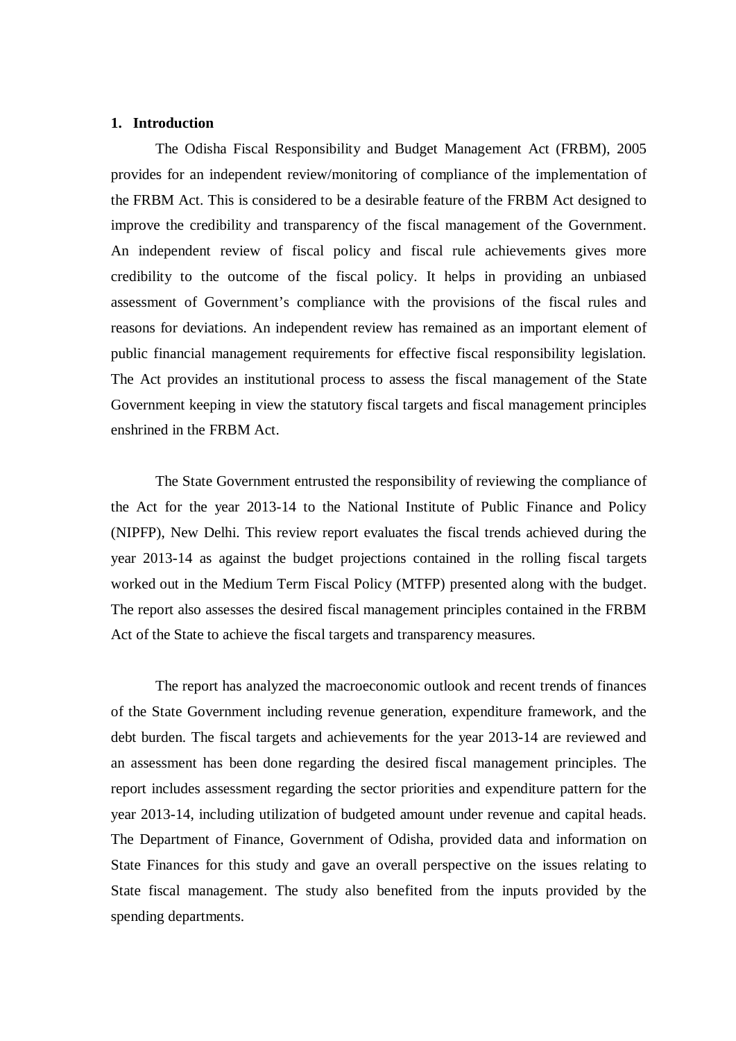## 1. Introduction

The Odisha Fiscal Responsibility and Budget Management Act (FRBM), 2005 provides for an independent review/monitoring of compliance of the implementation of the FRBM Act. This is considered to be a desirable feature of the FRBM Act designed to improve the credibility and transparency of the fiscal management of the Government. An independent review of fiscal policy and fiscal rule achievements gives more credibility to the outcome of the fiscal policy. It helps in providing an unbiased assessment of Government's compliance with the provisions of the fiscal rules and reasons for deviations. An independent review has remained as an important element of public financial management requirements for effective fiscal responsibility legislation. The Act provides an institutional process to assess the fiscal management of the State Government keeping in view the statutory fiscal targets and fiscal management principles enshrined in the FRBM Act.

The State Government entrusted the responsibility of reviewing the compliance of the Act for the year 2013-14 to the National Institute of Public Finance and Policy (NIPFP), New Delhi. This review report evaluates the fiscal trends achieved during the year 2013-14 as against the budget projections contained in the rolling fiscal targets worked out in the Medium Term Fiscal Policy (MTFP) presented along with the budget. The report also assesses the desired fiscal management principles contained in the FRBM Act of the State to achieve the fiscal targets and transparency measures.

The report has analyzed the macroeconomic outlook and recent trends of finances of the State Government including revenue generation, expenditure framework, and the debt burden. The fiscal targets and achievements for the year 2013-14 are reviewed and an assessment has been done regarding the desired fiscal management principles. The report includes assessment regarding the sector priorities and expenditure pattern for the year 2013-14, including utilization of budgeted amount under revenue and capital heads. The Department of Finance, Government of Odisha, provided data and information on State Finances for this study and gave an overall perspective on the issues relating to State fiscal management. The study also benefited from the inputs provided by the spending departments.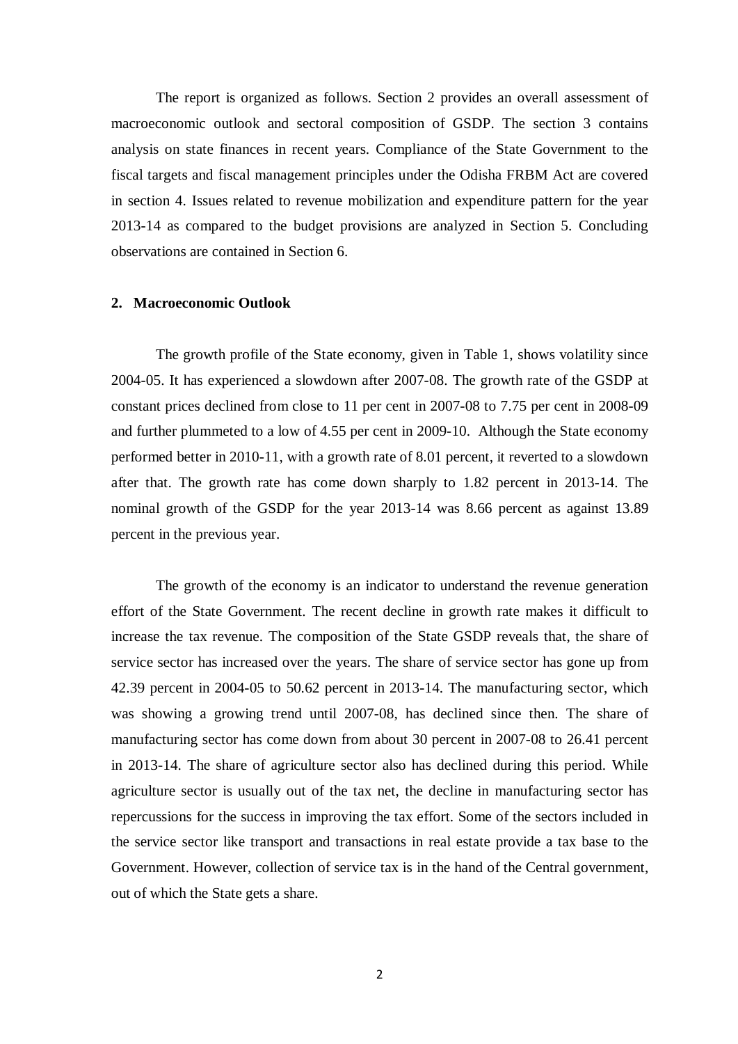The report is organized as follows. Section 2 provides an overall assessment of macroeconomic outlook and sectoral composition of GSDP. The section 3 contains analysis on state finances in recent years. Compliance of the State Government to the fiscal targets and fiscal management principles under the Odisha FRBM Act are covered in section 4. Issues related to revenue mobilization and expenditure pattern for the year 2013-14 as compared to the budget provisions are analyzed in Section 5. Concluding observations are contained in Section 6.

## 2. Macroeconomic Outlook

The growth profile of the State economy, given in Table 1, shows volatility since 2004-05. It has experienced a slowdown after 2007-08. The growth rate of the GSDP at constant prices declined from close to 11 per cent in 2007-08 to 7.75 per cent in 2008-09 and further plummeted to a low of 4.55 per cent in 2009-10. Although the State economy performed better in 2010-11, with a growth rate of 8.01 percent, it reverted to a slowdown after that. The growth rate has come down sharply to 1.82 percent in 2013-14. The nominal growth of the GSDP for the year 2013-14 was 8.66 percent as against 13.89 percent in the previous year.

The growth of the economy is an indicator to understand the revenue generation effort of the State Government. The recent decline in growth rate makes it difficult to increase the tax revenue. The composition of the State GSDP reveals that, the share of service sector has increased over the years. The share of service sector has gone up from 42.39 percent in 2004-05 to 50.62 percent in 2013-14. The manufacturing sector, which was showing a growing trend until 2007-08, has declined since then. The share of manufacturing sector has come down from about 30 percent in 2007-08 to 26.41 percent in 2013-14. The share of agriculture sector also has declined during this period. While agriculture sector is usually out of the tax net, the decline in manufacturing sector has repercussions for the success in improving the tax effort. Some of the sectors included in the service sector like transport and transactions in real estate provide a tax base to the Government. However, collection of service tax is in the hand of the Central government, out of which the State gets a share.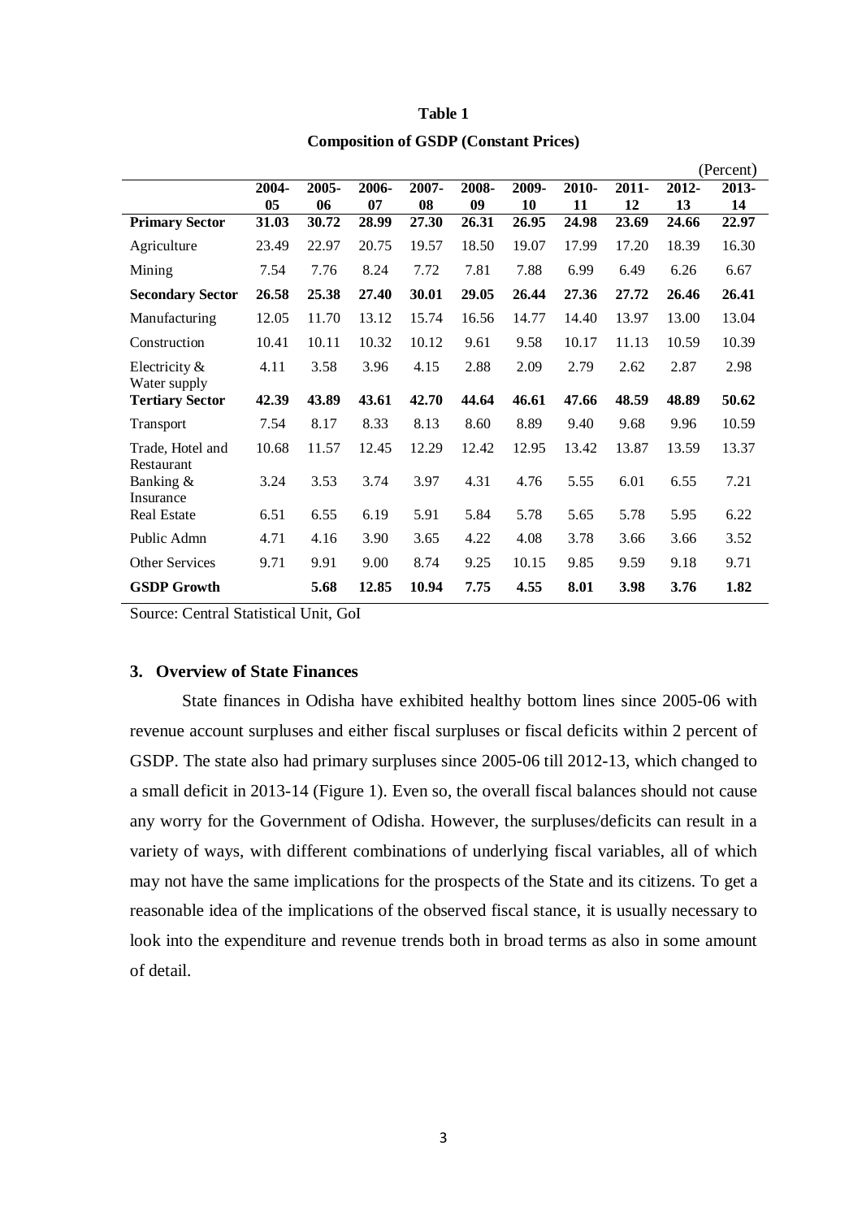**Table 1**

**Composition of GSDP (Constant Prices)**

(Percent)

| | 2004-05 | 2005-06 | 2006-07 | 2007-08 | 2008-09 | 2009-10 | 2010-11 | 2011-12 | 2012-13 | 2013-14 |
|---|---|---|---|---|---|---|---|---|---|---|
| **Primary Sector** | **31.03** | **30.72** | **28.99** | **27.30** | **26.31** | **26.95** | **24.98** | **23.69** | **24.66** | **22.97** |
| Agriculture | 23.49 | 22.97 | 20.75 | 19.57 | 18.50 | 19.07 | 17.99 | 17.20 | 18.39 | 16.30 |
| Mining | 7.54 | 7.76 | 8.24 | 7.72 | 7.81 | 7.88 | 6.99 | 6.49 | 6.26 | 6.67 |
| **Secondary Sector** | **26.58** | **25.38** | **27.40** | **30.01** | **29.05** | **26.44** | **27.36** | **27.72** | **26.46** | **26.41** |
| Manufacturing | 12.05 | 11.70 | 13.12 | 15.74 | 16.56 | 14.77 | 14.40 | 13.97 | 13.00 | 13.04 |
| Construction | 10.41 | 10.11 | 10.32 | 10.12 | 9.61 | 9.58 | 10.17 | 11.13 | 10.59 | 10.39 |
| Electricity & Water supply | 4.11 | 3.58 | 3.96 | 4.15 | 2.88 | 2.09 | 2.79 | 2.62 | 2.87 | 2.98 |
| **Tertiary Sector** | **42.39** | **43.89** | **43.61** | **42.70** | **44.64** | **46.61** | **47.66** | **48.59** | **48.89** | **50.62** |
| Transport | 7.54 | 8.17 | 8.33 | 8.13 | 8.60 | 8.89 | 9.40 | 9.68 | 9.96 | 10.59 |
| Trade, Hotel and Restaurant | 10.68 | 11.57 | 12.45 | 12.29 | 12.42 | 12.95 | 13.42 | 13.87 | 13.59 | 13.37 |
| Banking & Insurance | 3.24 | 3.53 | 3.74 | 3.97 | 4.31 | 4.76 | 5.55 | 6.01 | 6.55 | 7.21 |
| Real Estate | 6.51 | 6.55 | 6.19 | 5.91 | 5.84 | 5.78 | 5.65 | 5.78 | 5.95 | 6.22 |
| Public Admn | 4.71 | 4.16 | 3.90 | 3.65 | 4.22 | 4.08 | 3.78 | 3.66 | 3.66 | 3.52 |
| Other Services | 9.71 | 9.91 | 9.00 | 8.74 | 9.25 | 10.15 | 9.85 | 9.59 | 9.18 | 9.71 |
| **GSDP Growth** | | **5.68** | **12.85** | **10.94** | **7.75** | **4.55** | **8.01** | **3.98** | **3.76** | **1.82** |

Source: Central Statistical Unit, GoI

## 3. Overview of State Finances

State finances in Odisha have exhibited healthy bottom lines since 2005-06 with revenue account surpluses and either fiscal surpluses or fiscal deficits within 2 percent of GSDP. The state also had primary surpluses since 2005-06 till 2012-13, which changed to a small deficit in 2013-14 (Figure 1). Even so, the overall fiscal balances should not cause any worry for the Government of Odisha. However, the surpluses/deficits can result in a variety of ways, with different combinations of underlying fiscal variables, all of which may not have the same implications for the prospects of the State and its citizens. To get a reasonable idea of the implications of the observed fiscal stance, it is usually necessary to look into the expenditure and revenue trends both in broad terms as also in some amount of detail.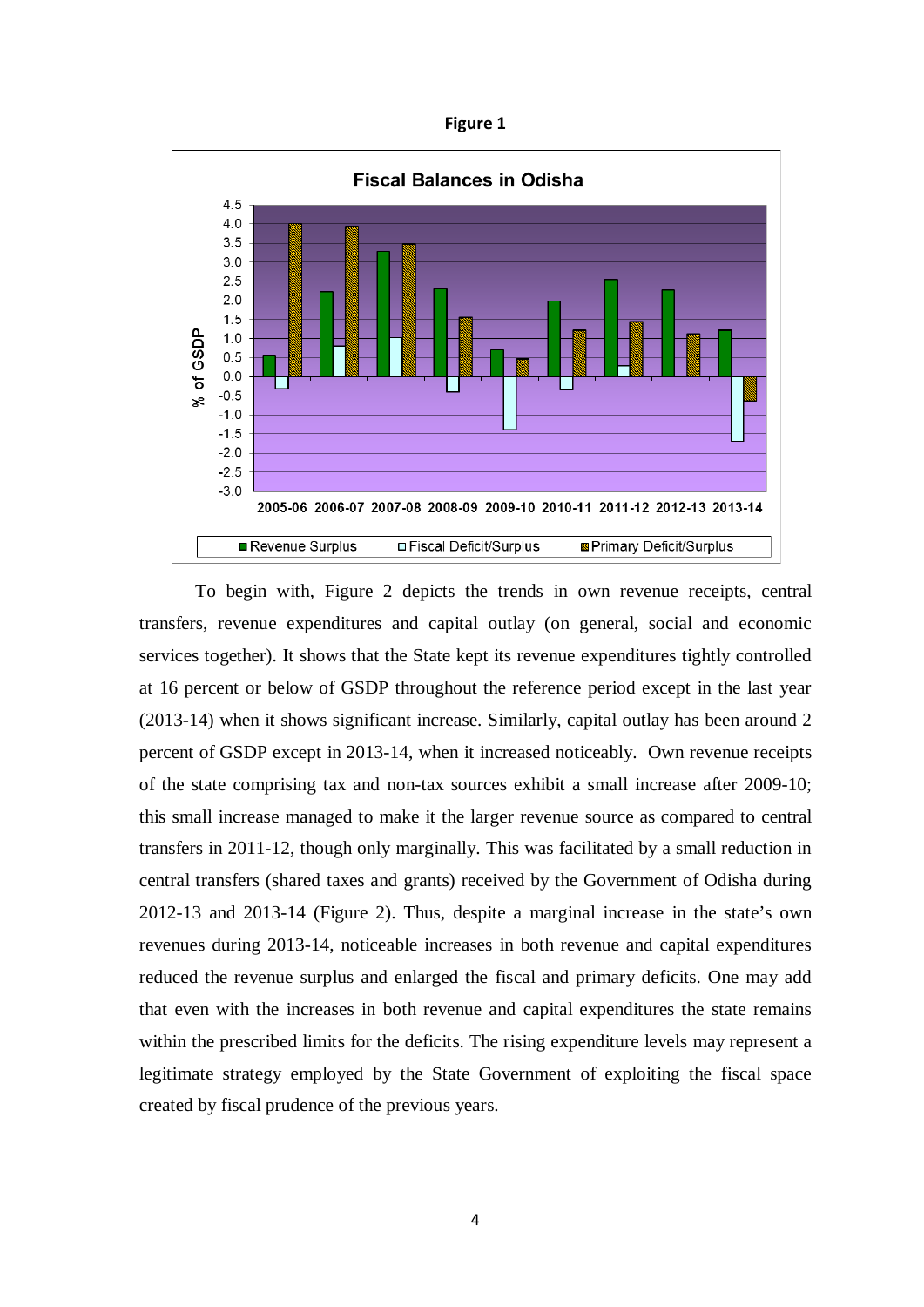**Figure 1**

To begin with, Figure 2 depicts the trends in own revenue receipts, central transfers, revenue expenditures and capital outlay (on general, social and economic services together). It shows that the State kept its revenue expenditures tightly controlled at 16 percent or below of GSDP throughout the reference period except in the last year (2013-14) when it shows significant increase. Similarly, capital outlay has been around 2 percent of GSDP except in 2013-14, when it increased noticeably. Own revenue receipts of the state comprising tax and non-tax sources exhibit a small increase after 2009-10; this small increase managed to make it the larger revenue source as compared to central transfers in 2011-12, though only marginally. This was facilitated by a small reduction in central transfers (shared taxes and grants) received by the Government of Odisha during 2012-13 and 2013-14 (Figure 2). Thus, despite a marginal increase in the state's own revenues during 2013-14, noticeable increases in both revenue and capital expenditures reduced the revenue surplus and enlarged the fiscal and primary deficits. One may add that even with the increases in both revenue and capital expenditures the state remains within the prescribed limits for the deficits. The rising expenditure levels may represent a legitimate strategy employed by the State Government of exploiting the fiscal space created by fiscal prudence of the previous years.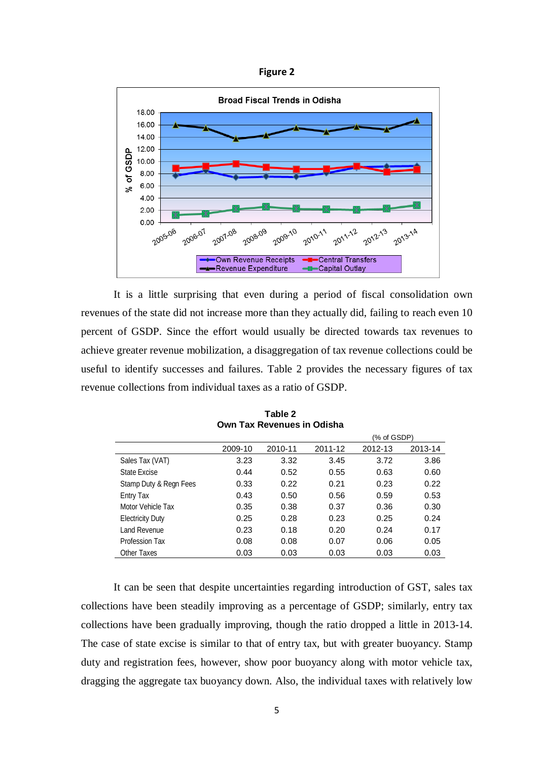**Figure 2**

It is a little surprising that even during a period of fiscal consolidation own revenues of the state did not increase more than they actually did, failing to reach even 10 percent of GSDP. Since the effort would usually be directed towards tax revenues to achieve greater revenue mobilization, a disaggregation of tax revenue collections could be useful to identify successes and failures. Table 2 provides the necessary figures of tax revenue collections from individual taxes as a ratio of GSDP.

**Table 2**
**Own Tax Revenues in Odisha**

(% of GSDP)

| | 2009-10 | 2010-11 | 2011-12 | 2012-13 | 2013-14 |
|---|---|---|---|---|---|
| Sales Tax (VAT) | 3.23 | 3.32 | 3.45 | 3.72 | 3.86 |
| State Excise | 0.44 | 0.52 | 0.55 | 0.63 | 0.60 |
| Stamp Duty & Regn Fees | 0.33 | 0.22 | 0.21 | 0.23 | 0.22 |
| Entry Tax | 0.43 | 0.50 | 0.56 | 0.59 | 0.53 |
| Motor Vehicle Tax | 0.35 | 0.38 | 0.37 | 0.36 | 0.30 |
| Electricity Duty | 0.25 | 0.28 | 0.23 | 0.25 | 0.24 |
| Land Revenue | 0.23 | 0.18 | 0.20 | 0.24 | 0.17 |
| Profession Tax | 0.08 | 0.08 | 0.07 | 0.06 | 0.05 |
| Other Taxes | 0.03 | 0.03 | 0.03 | 0.03 | 0.03 |

It can be seen that despite uncertainties regarding introduction of GST, sales tax collections have been steadily improving as a percentage of GSDP; similarly, entry tax collections have been gradually improving, though the ratio dropped a little in 2013-14. The case of state excise is similar to that of entry tax, but with greater buoyancy. Stamp duty and registration fees, however, show poor buoyancy along with motor vehicle tax, dragging the aggregate tax buoyancy down. Also, the individual taxes with relatively low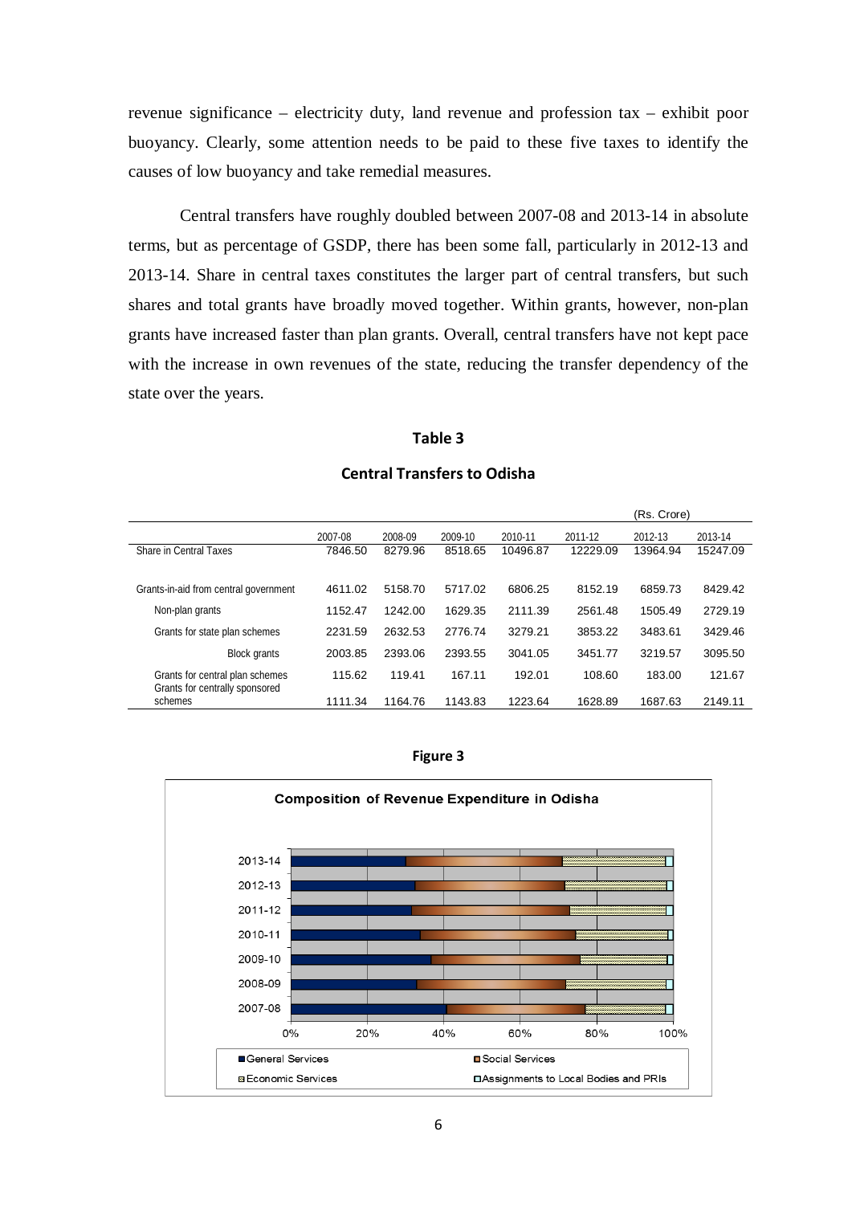revenue significance – electricity duty, land revenue and profession tax – exhibit poor buoyancy. Clearly, some attention needs to be paid to these five taxes to identify the causes of low buoyancy and take remedial measures.

Central transfers have roughly doubled between 2007-08 and 2013-14 in absolute terms, but as percentage of GSDP, there has been some fall, particularly in 2012-13 and 2013-14. Share in central taxes constitutes the larger part of central transfers, but such shares and total grants have broadly moved together. Within grants, however, non-plan grants have increased faster than plan grants. Overall, central transfers have not kept pace with the increase in own revenues of the state, reducing the transfer dependency of the state over the years.

**Table 3**

**Central Transfers to Odisha**

(Rs. Crore)

| | 2007-08 | 2008-09 | 2009-10 | 2010-11 | 2011-12 | 2012-13 | 2013-14 |
|---|---|---|---|---|---|---|---|
| Share in Central Taxes | 7846.50 | 8279.96 | 8518.65 | 10496.87 | 12229.09 | 13964.94 | 15247.09 |
| Grants-in-aid from central government | 4611.02 | 5158.70 | 5717.02 | 6806.25 | 8152.19 | 6859.73 | 8429.42 |
| Non-plan grants | 1152.47 | 1242.00 | 1629.35 | 2111.39 | 2561.48 | 1505.49 | 2729.19 |
| Grants for state plan schemes | 2231.59 | 2632.53 | 2776.74 | 3279.21 | 3853.22 | 3483.61 | 3429.46 |
| Block grants | 2003.85 | 2393.06 | 2393.55 | 3041.05 | 3451.77 | 3219.57 | 3095.50 |
| Grants for central plan schemes | 115.62 | 119.41 | 167.11 | 192.01 | 108.60 | 183.00 | 121.67 |
| Grants for centrally sponsored schemes | 1111.34 | 1164.76 | 1143.83 | 1223.64 | 1628.89 | 1687.63 | 2149.11 |

**Figure 3**

Composition of Revenue Expenditure in Odisha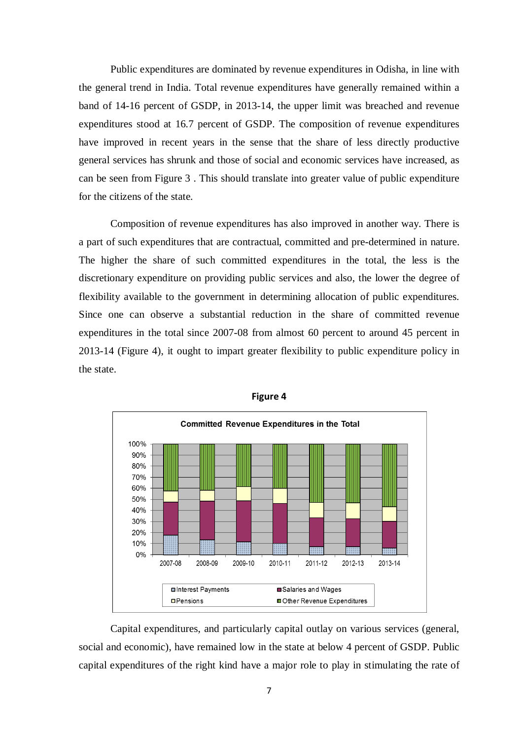Public expenditures are dominated by revenue expenditures in Odisha, in line with the general trend in India. Total revenue expenditures have generally remained within a band of 14-16 percent of GSDP, in 2013-14, the upper limit was breached and revenue expenditures stood at 16.7 percent of GSDP. The composition of revenue expenditures have improved in recent years in the sense that the share of less directly productive general services has shrunk and those of social and economic services have increased, as can be seen from Figure 3 . This should translate into greater value of public expenditure for the citizens of the state.

Composition of revenue expenditures has also improved in another way. There is a part of such expenditures that are contractual, committed and pre-determined in nature. The higher the share of such committed expenditures in the total, the less is the discretionary expenditure on providing public services and also, the lower the degree of flexibility available to the government in determining allocation of public expenditures. Since one can observe a substantial reduction in the share of committed revenue expenditures in the total since 2007-08 from almost 60 percent to around 45 percent in 2013-14 (Figure 4), it ought to impart greater flexibility to public expenditure policy in the state.

**Figure 4**

**Committed Revenue Expenditures in the Total**

(Stacked bar chart, 0%–100%, for 2007-08, 2008-09, 2009-10, 2010-11, 2011-12, 2012-13, 2013-14. Legend: Interest Payments; Salaries and Wages; Pensions; Other Revenue Expenditures)

Capital expenditures, and particularly capital outlay on various services (general, social and economic), have remained low in the state at below 4 percent of GSDP. Public capital expenditures of the right kind have a major role to play in stimulating the rate of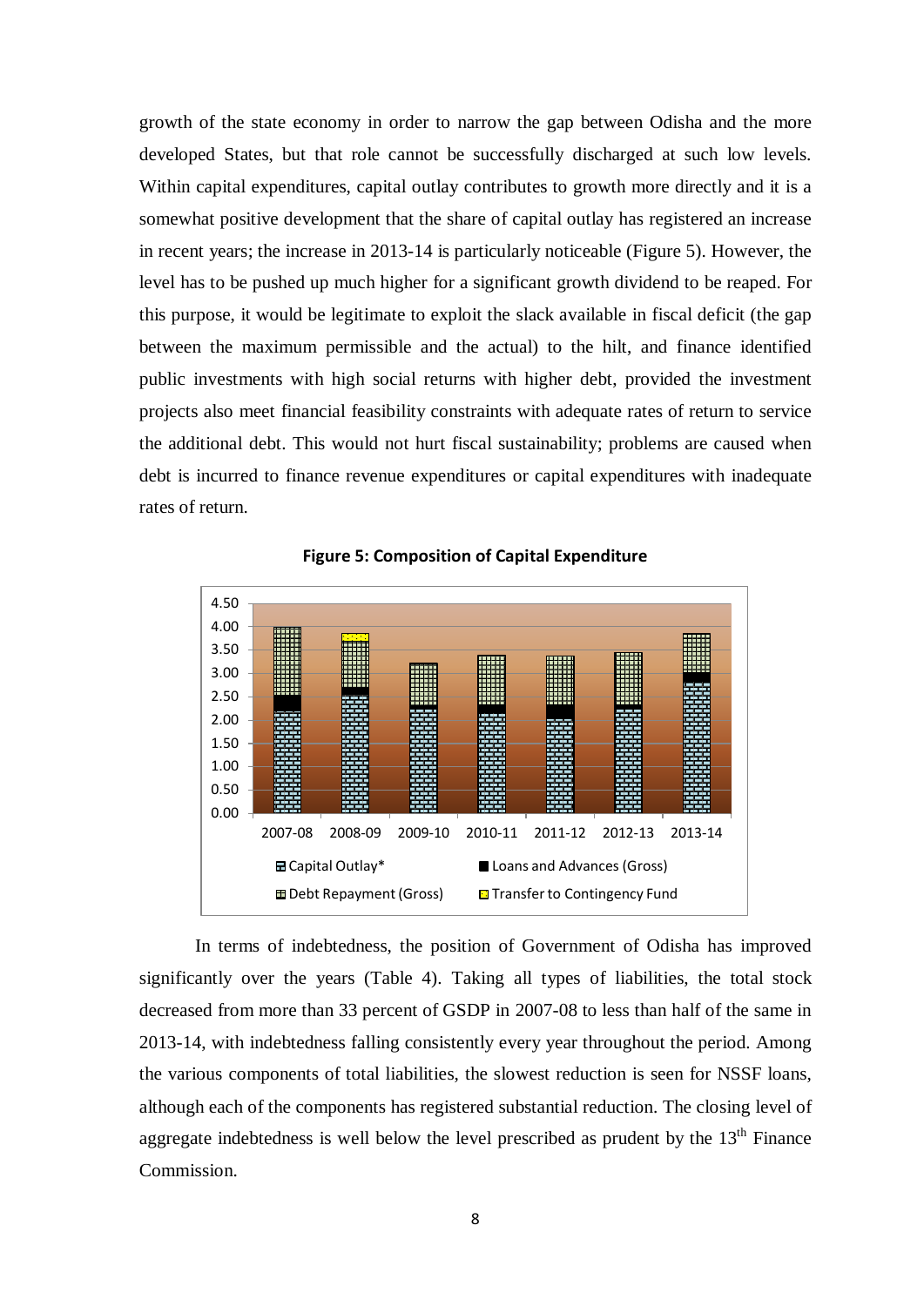growth of the state economy in order to narrow the gap between Odisha and the more developed States, but that role cannot be successfully discharged at such low levels. Within capital expenditures, capital outlay contributes to growth more directly and it is a somewhat positive development that the share of capital outlay has registered an increase in recent years; the increase in 2013-14 is particularly noticeable (Figure 5). However, the level has to be pushed up much higher for a significant growth dividend to be reaped. For this purpose, it would be legitimate to exploit the slack available in fiscal deficit (the gap between the maximum permissible and the actual) to the hilt, and finance identified public investments with high social returns with higher debt, provided the investment projects also meet financial feasibility constraints with adequate rates of return to service the additional debt. This would not hurt fiscal sustainability; problems are caused when debt is incurred to finance revenue expenditures or capital expenditures with inadequate rates of return.

**Figure 5: Composition of Capital Expenditure**

In terms of indebtedness, the position of Government of Odisha has improved significantly over the years (Table 4). Taking all types of liabilities, the total stock decreased from more than 33 percent of GSDP in 2007-08 to less than half of the same in 2013-14, with indebtedness falling consistently every year throughout the period. Among the various components of total liabilities, the slowest reduction is seen for NSSF loans, although each of the components has registered substantial reduction. The closing level of aggregate indebtedness is well below the level prescribed as prudent by the 13th Finance Commission.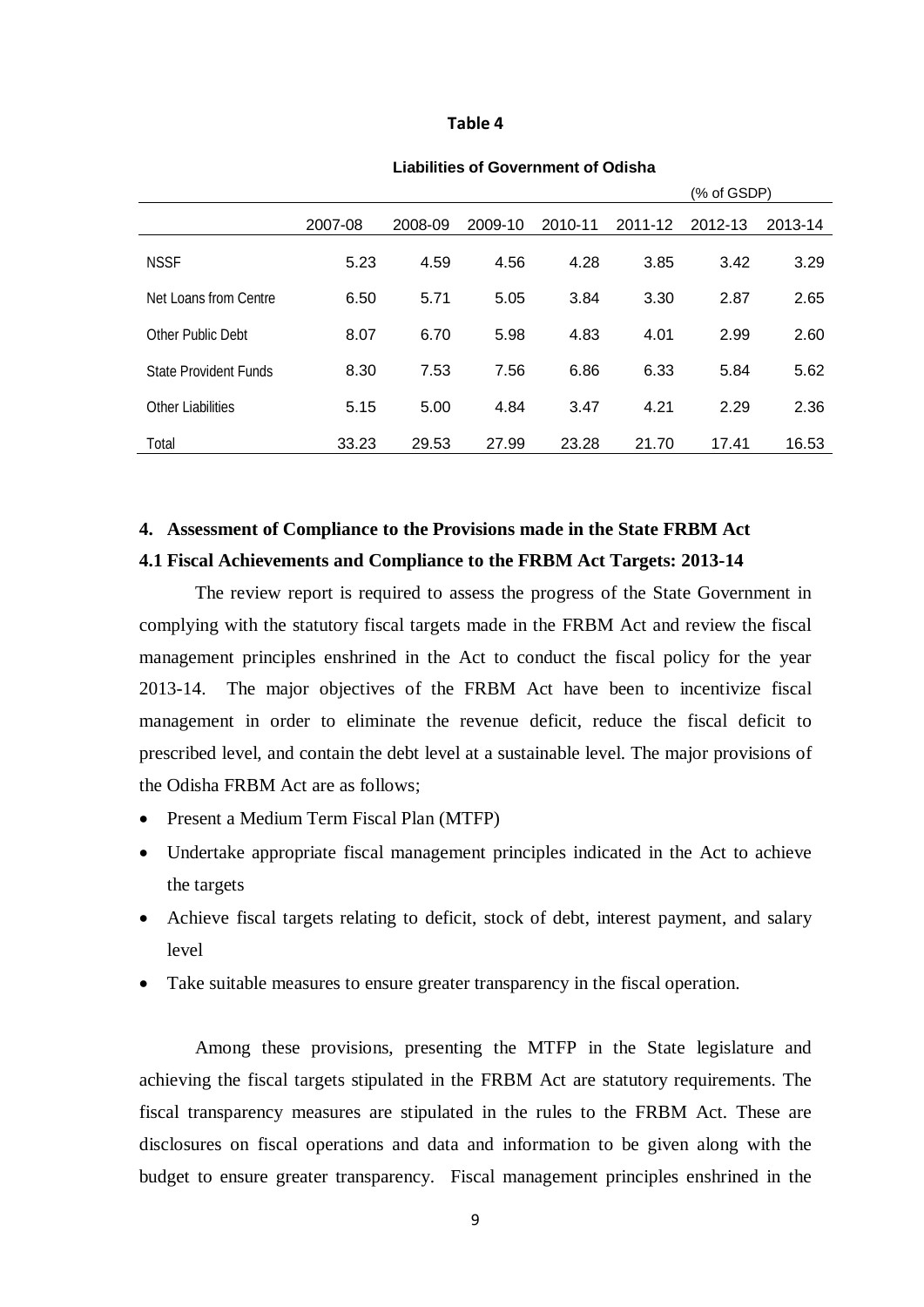**Table 4**

**Liabilities of Government of Odisha**

(% of GSDP)

| | 2007-08 | 2008-09 | 2009-10 | 2010-11 | 2011-12 | 2012-13 | 2013-14 |
|---|---|---|---|---|---|---|---|
| NSSF | 5.23 | 4.59 | 4.56 | 4.28 | 3.85 | 3.42 | 3.29 |
| Net Loans from Centre | 6.50 | 5.71 | 5.05 | 3.84 | 3.30 | 2.87 | 2.65 |
| Other Public Debt | 8.07 | 6.70 | 5.98 | 4.83 | 4.01 | 2.99 | 2.60 |
| State Provident Funds | 8.30 | 7.53 | 7.56 | 6.86 | 6.33 | 5.84 | 5.62 |
| Other Liabilities | 5.15 | 5.00 | 4.84 | 3.47 | 4.21 | 2.29 | 2.36 |
| Total | 33.23 | 29.53 | 27.99 | 23.28 | 21.70 | 17.41 | 16.53 |

## 4. Assessment of Compliance to the Provisions made in the State FRBM Act

### 4.1 Fiscal Achievements and Compliance to the FRBM Act Targets: 2013-14

The review report is required to assess the progress of the State Government in complying with the statutory fiscal targets made in the FRBM Act and review the fiscal management principles enshrined in the Act to conduct the fiscal policy for the year 2013-14. The major objectives of the FRBM Act have been to incentivize fiscal management in order to eliminate the revenue deficit, reduce the fiscal deficit to prescribed level, and contain the debt level at a sustainable level. The major provisions of the Odisha FRBM Act are as follows;

- Present a Medium Term Fiscal Plan (MTFP)
- Undertake appropriate fiscal management principles indicated in the Act to achieve the targets
- Achieve fiscal targets relating to deficit, stock of debt, interest payment, and salary level
- Take suitable measures to ensure greater transparency in the fiscal operation.

Among these provisions, presenting the MTFP in the State legislature and achieving the fiscal targets stipulated in the FRBM Act are statutory requirements. The fiscal transparency measures are stipulated in the rules to the FRBM Act. These are disclosures on fiscal operations and data and information to be given along with the budget to ensure greater transparency. Fiscal management principles enshrined in the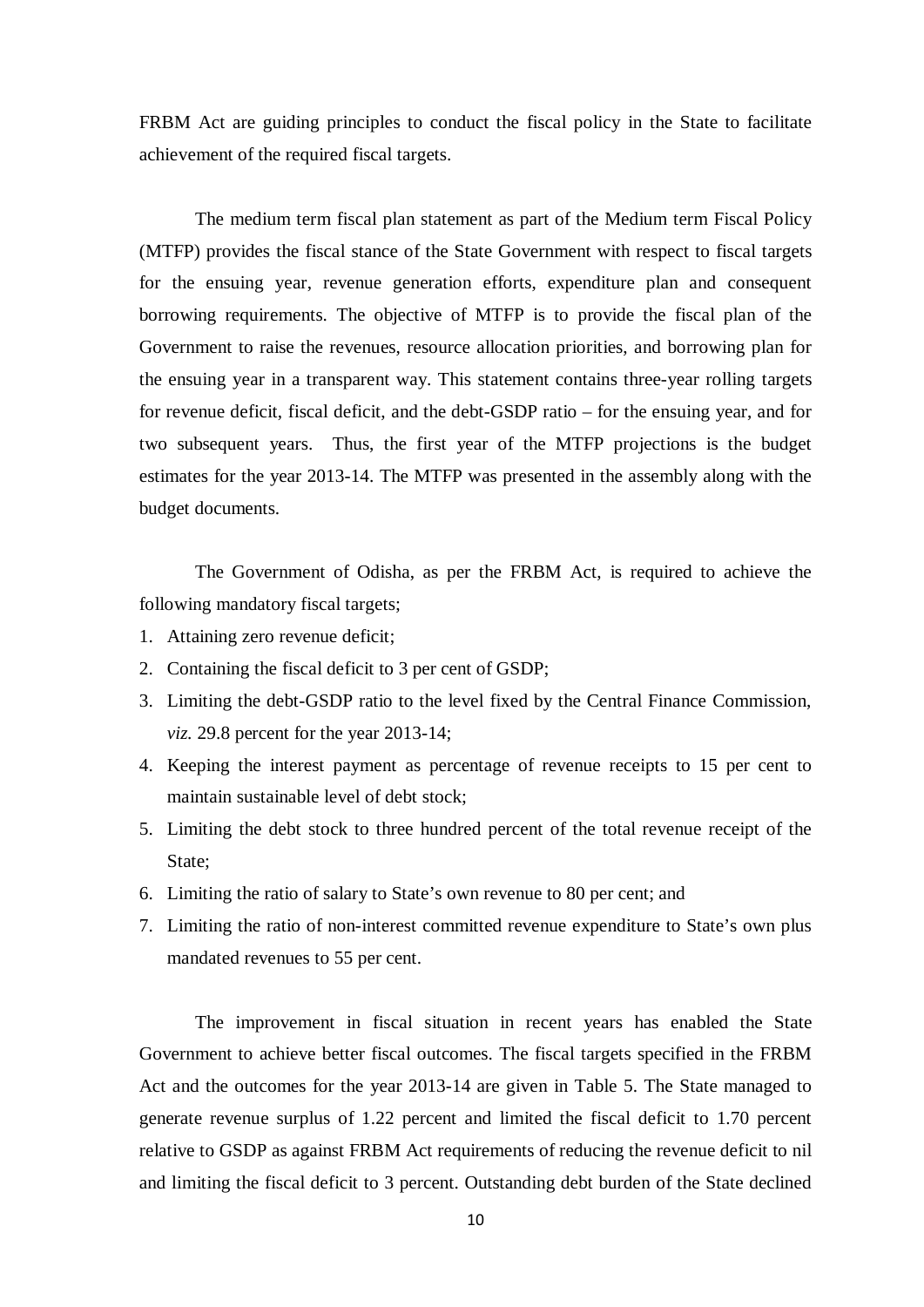FRBM Act are guiding principles to conduct the fiscal policy in the State to facilitate achievement of the required fiscal targets.

The medium term fiscal plan statement as part of the Medium term Fiscal Policy (MTFP) provides the fiscal stance of the State Government with respect to fiscal targets for the ensuing year, revenue generation efforts, expenditure plan and consequent borrowing requirements. The objective of MTFP is to provide the fiscal plan of the Government to raise the revenues, resource allocation priorities, and borrowing plan for the ensuing year in a transparent way. This statement contains three-year rolling targets for revenue deficit, fiscal deficit, and the debt-GSDP ratio – for the ensuing year, and for two subsequent years. Thus, the first year of the MTFP projections is the budget estimates for the year 2013-14. The MTFP was presented in the assembly along with the budget documents.

The Government of Odisha, as per the FRBM Act, is required to achieve the following mandatory fiscal targets;

1. Attaining zero revenue deficit;
2. Containing the fiscal deficit to 3 per cent of GSDP;
3. Limiting the debt-GSDP ratio to the level fixed by the Central Finance Commission, *viz.* 29.8 percent for the year 2013-14;
4. Keeping the interest payment as percentage of revenue receipts to 15 per cent to maintain sustainable level of debt stock;
5. Limiting the debt stock to three hundred percent of the total revenue receipt of the State;
6. Limiting the ratio of salary to State's own revenue to 80 per cent; and
7. Limiting the ratio of non-interest committed revenue expenditure to State's own plus mandated revenues to 55 per cent.

The improvement in fiscal situation in recent years has enabled the State Government to achieve better fiscal outcomes. The fiscal targets specified in the FRBM Act and the outcomes for the year 2013-14 are given in Table 5. The State managed to generate revenue surplus of 1.22 percent and limited the fiscal deficit to 1.70 percent relative to GSDP as against FRBM Act requirements of reducing the revenue deficit to nil and limiting the fiscal deficit to 3 percent. Outstanding debt burden of the State declined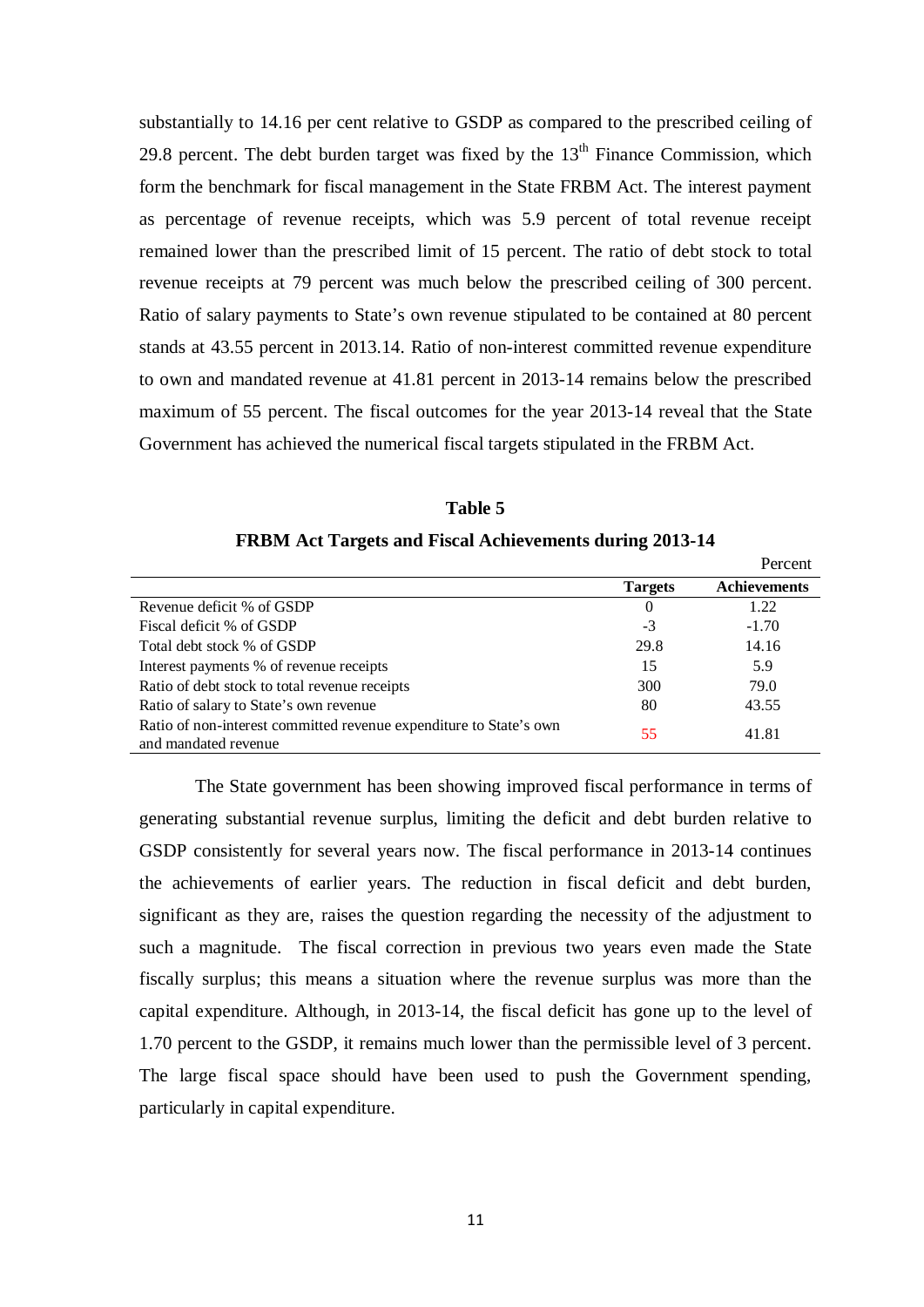substantially to 14.16 per cent relative to GSDP as compared to the prescribed ceiling of 29.8 percent. The debt burden target was fixed by the 13[th] Finance Commission, which form the benchmark for fiscal management in the State FRBM Act. The interest payment as percentage of revenue receipts, which was 5.9 percent of total revenue receipt remained lower than the prescribed limit of 15 percent. The ratio of debt stock to total revenue receipts at 79 percent was much below the prescribed ceiling of 300 percent. Ratio of salary payments to State's own revenue stipulated to be contained at 80 percent stands at 43.55 percent in 2013.14. Ratio of non-interest committed revenue expenditure to own and mandated revenue at 41.81 percent in 2013-14 remains below the prescribed maximum of 55 percent. The fiscal outcomes for the year 2013-14 reveal that the State Government has achieved the numerical fiscal targets stipulated in the FRBM Act.

**Table 5**

**FRBM Act Targets and Fiscal Achievements during 2013-14**

Percent

| | Targets | Achievements |
|---|---|---|
| Revenue deficit % of GSDP | 0 | 1.22 |
| Fiscal deficit % of GSDP | -3 | -1.70 |
| Total debt stock % of GSDP | 29.8 | 14.16 |
| Interest payments % of revenue receipts | 15 | 5.9 |
| Ratio of debt stock to total revenue receipts | 300 | 79.0 |
| Ratio of salary to State's own revenue | 80 | 43.55 |
| Ratio of non-interest committed revenue expenditure to State's own and mandated revenue | 55 | 41.81 |

The State government has been showing improved fiscal performance in terms of generating substantial revenue surplus, limiting the deficit and debt burden relative to GSDP consistently for several years now. The fiscal performance in 2013-14 continues the achievements of earlier years. The reduction in fiscal deficit and debt burden, significant as they are, raises the question regarding the necessity of the adjustment to such a magnitude. The fiscal correction in previous two years even made the State fiscally surplus; this means a situation where the revenue surplus was more than the capital expenditure. Although, in 2013-14, the fiscal deficit has gone up to the level of 1.70 percent to the GSDP, it remains much lower than the permissible level of 3 percent. The large fiscal space should have been used to push the Government spending, particularly in capital expenditure.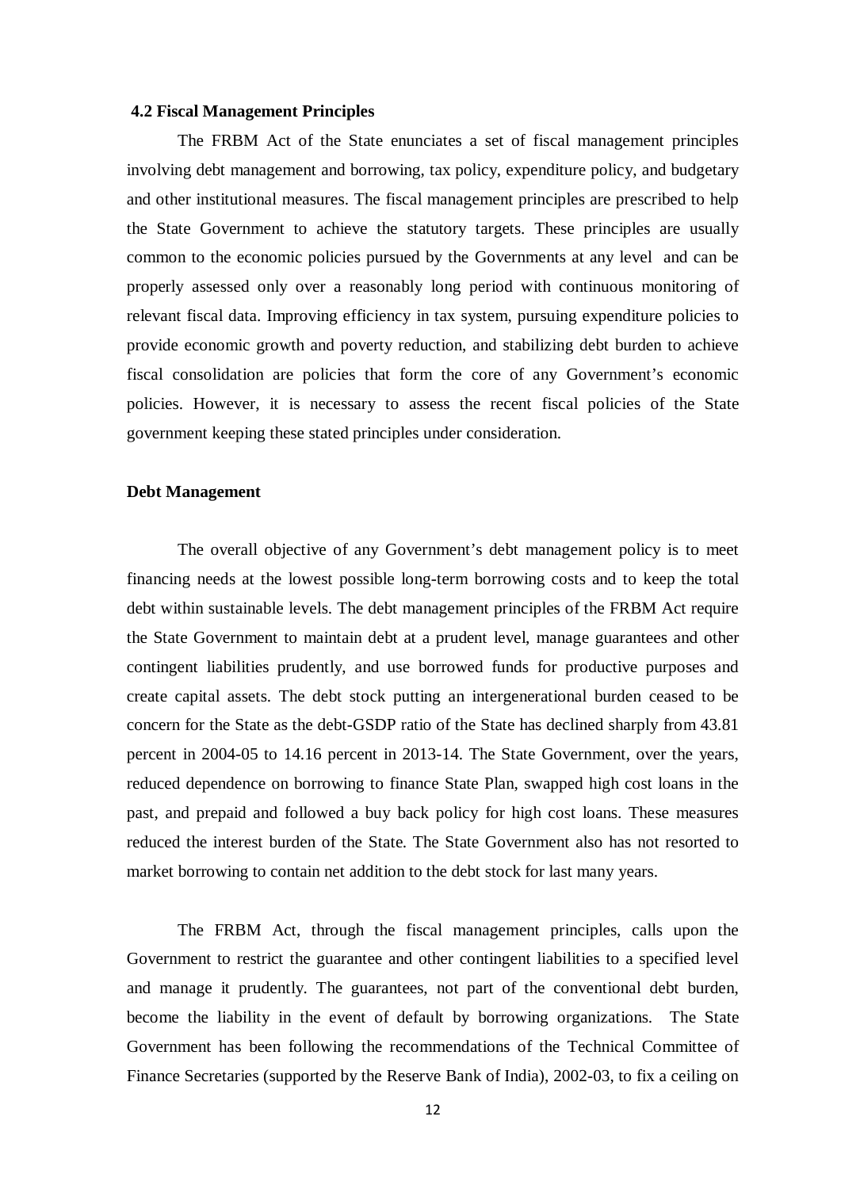### 4.2 Fiscal Management Principles

The FRBM Act of the State enunciates a set of fiscal management principles involving debt management and borrowing, tax policy, expenditure policy, and budgetary and other institutional measures. The fiscal management principles are prescribed to help the State Government to achieve the statutory targets. These principles are usually common to the economic policies pursued by the Governments at any level and can be properly assessed only over a reasonably long period with continuous monitoring of relevant fiscal data. Improving efficiency in tax system, pursuing expenditure policies to provide economic growth and poverty reduction, and stabilizing debt burden to achieve fiscal consolidation are policies that form the core of any Government's economic policies. However, it is necessary to assess the recent fiscal policies of the State government keeping these stated principles under consideration.

**Debt Management**

The overall objective of any Government's debt management policy is to meet financing needs at the lowest possible long-term borrowing costs and to keep the total debt within sustainable levels. The debt management principles of the FRBM Act require the State Government to maintain debt at a prudent level, manage guarantees and other contingent liabilities prudently, and use borrowed funds for productive purposes and create capital assets. The debt stock putting an intergenerational burden ceased to be concern for the State as the debt-GSDP ratio of the State has declined sharply from 43.81 percent in 2004-05 to 14.16 percent in 2013-14. The State Government, over the years, reduced dependence on borrowing to finance State Plan, swapped high cost loans in the past, and prepaid and followed a buy back policy for high cost loans. These measures reduced the interest burden of the State. The State Government also has not resorted to market borrowing to contain net addition to the debt stock for last many years.

The FRBM Act, through the fiscal management principles, calls upon the Government to restrict the guarantee and other contingent liabilities to a specified level and manage it prudently. The guarantees, not part of the conventional debt burden, become the liability in the event of default by borrowing organizations. The State Government has been following the recommendations of the Technical Committee of Finance Secretaries (supported by the Reserve Bank of India), 2002-03, to fix a ceiling on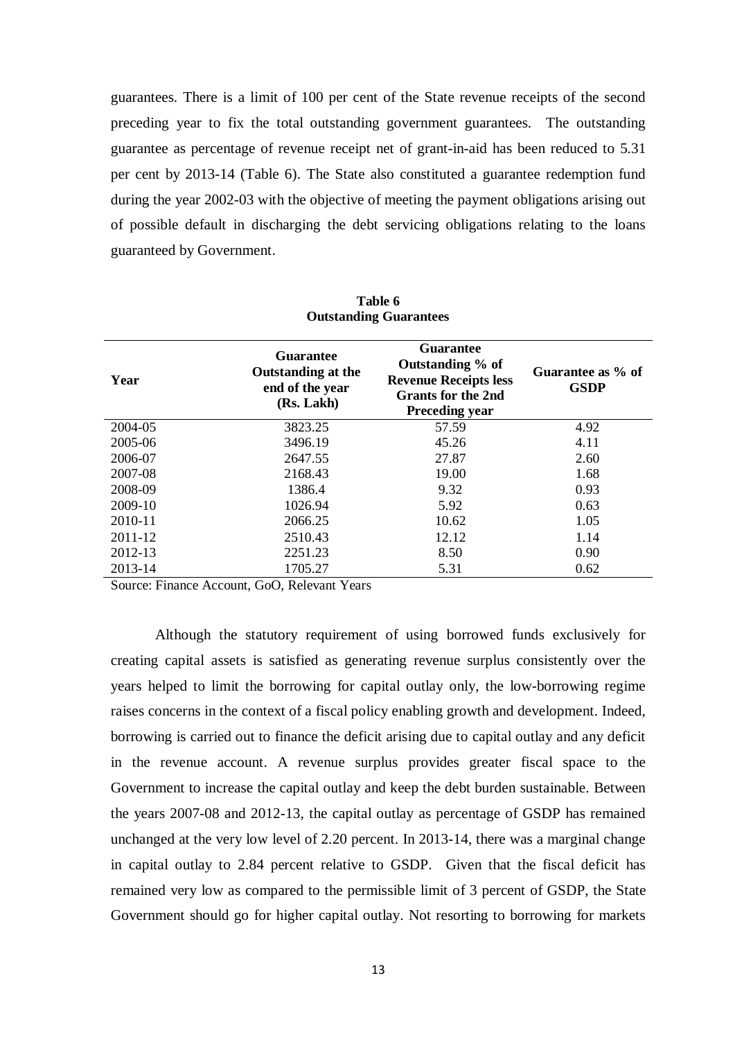guarantees. There is a limit of 100 per cent of the State revenue receipts of the second preceding year to fix the total outstanding government guarantees. The outstanding guarantee as percentage of revenue receipt net of grant-in-aid has been reduced to 5.31 per cent by 2013-14 (Table 6). The State also constituted a guarantee redemption fund during the year 2002-03 with the objective of meeting the payment obligations arising out of possible default in discharging the debt servicing obligations relating to the loans guaranteed by Government.

**Table 6**
**Outstanding Guarantees**

| Year | Guarantee Outstanding at the end of the year (Rs. Lakh) | Guarantee Outstanding % of Revenue Receipts less Grants for the 2nd Preceding year | Guarantee as % of GSDP |
|---|---|---|---|
| 2004-05 | 3823.25 | 57.59 | 4.92 |
| 2005-06 | 3496.19 | 45.26 | 4.11 |
| 2006-07 | 2647.55 | 27.87 | 2.60 |
| 2007-08 | 2168.43 | 19.00 | 1.68 |
| 2008-09 | 1386.4 | 9.32 | 0.93 |
| 2009-10 | 1026.94 | 5.92 | 0.63 |
| 2010-11 | 2066.25 | 10.62 | 1.05 |
| 2011-12 | 2510.43 | 12.12 | 1.14 |
| 2012-13 | 2251.23 | 8.50 | 0.90 |
| 2013-14 | 1705.27 | 5.31 | 0.62 |

Source: Finance Account, GoO, Relevant Years

Although the statutory requirement of using borrowed funds exclusively for creating capital assets is satisfied as generating revenue surplus consistently over the years helped to limit the borrowing for capital outlay only, the low-borrowing regime raises concerns in the context of a fiscal policy enabling growth and development. Indeed, borrowing is carried out to finance the deficit arising due to capital outlay and any deficit in the revenue account. A revenue surplus provides greater fiscal space to the Government to increase the capital outlay and keep the debt burden sustainable. Between the years 2007-08 and 2012-13, the capital outlay as percentage of GSDP has remained unchanged at the very low level of 2.20 percent. In 2013-14, there was a marginal change in capital outlay to 2.84 percent relative to GSDP. Given that the fiscal deficit has remained very low as compared to the permissible limit of 3 percent of GSDP, the State Government should go for higher capital outlay. Not resorting to borrowing for markets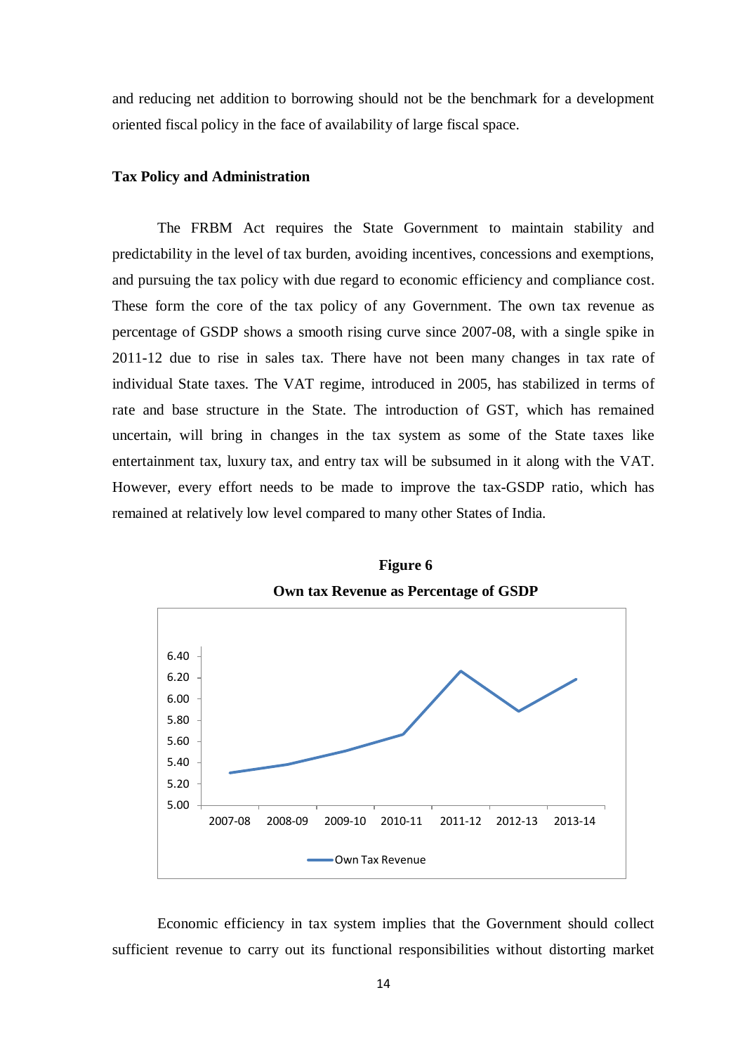and reducing net addition to borrowing should not be the benchmark for a development oriented fiscal policy in the face of availability of large fiscal space.

**Tax Policy and Administration**

The FRBM Act requires the State Government to maintain stability and predictability in the level of tax burden, avoiding incentives, concessions and exemptions, and pursuing the tax policy with due regard to economic efficiency and compliance cost. These form the core of the tax policy of any Government. The own tax revenue as percentage of GSDP shows a smooth rising curve since 2007-08, with a single spike in 2011-12 due to rise in sales tax. There have not been many changes in tax rate of individual State taxes. The VAT regime, introduced in 2005, has stabilized in terms of rate and base structure in the State. The introduction of GST, which has remained uncertain, will bring in changes in the tax system as some of the State taxes like entertainment tax, luxury tax, and entry tax will be subsumed in it along with the VAT. However, every effort needs to be made to improve the tax-GSDP ratio, which has remained at relatively low level compared to many other States of India.

**Figure 6**

**Own tax Revenue as Percentage of GSDP**

Economic efficiency in tax system implies that the Government should collect sufficient revenue to carry out its functional responsibilities without distorting market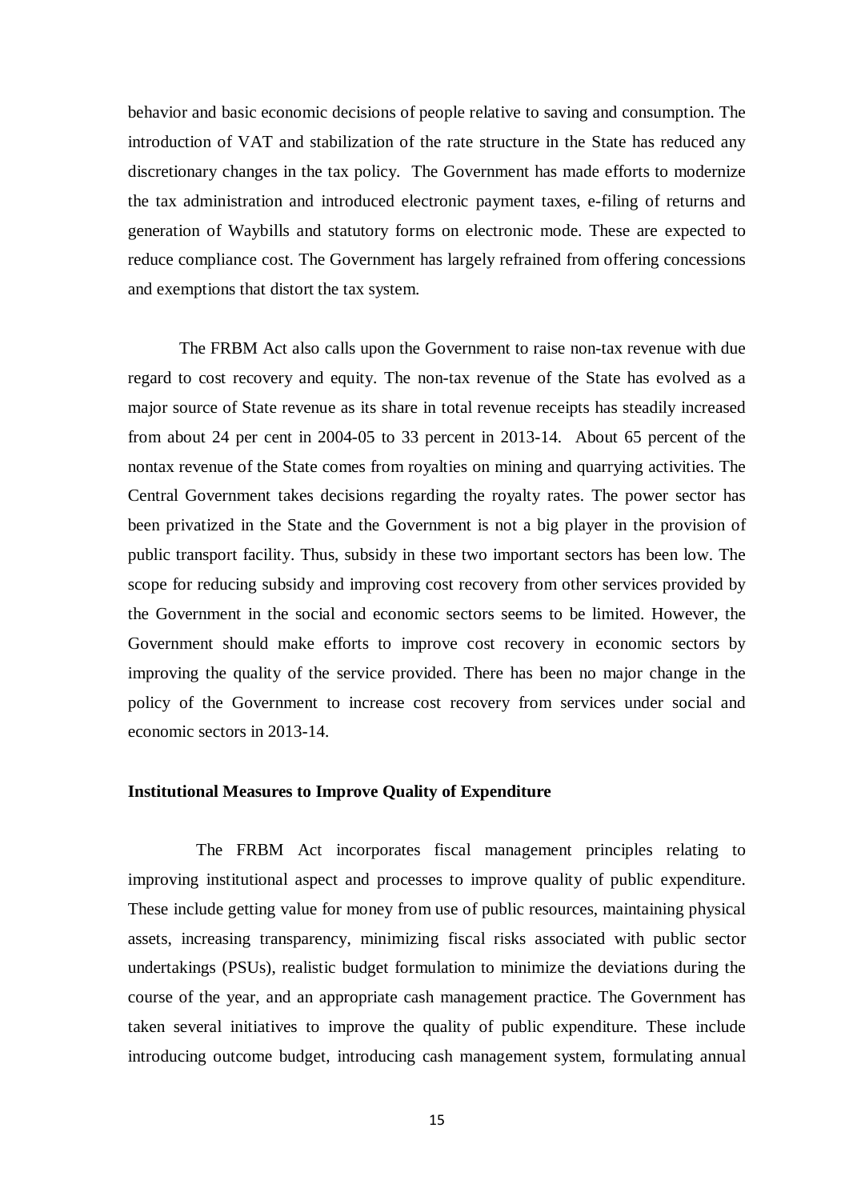behavior and basic economic decisions of people relative to saving and consumption. The introduction of VAT and stabilization of the rate structure in the State has reduced any discretionary changes in the tax policy. The Government has made efforts to modernize the tax administration and introduced electronic payment taxes, e-filing of returns and generation of Waybills and statutory forms on electronic mode. These are expected to reduce compliance cost. The Government has largely refrained from offering concessions and exemptions that distort the tax system.

The FRBM Act also calls upon the Government to raise non-tax revenue with due regard to cost recovery and equity. The non-tax revenue of the State has evolved as a major source of State revenue as its share in total revenue receipts has steadily increased from about 24 per cent in 2004-05 to 33 percent in 2013-14. About 65 percent of the nontax revenue of the State comes from royalties on mining and quarrying activities. The Central Government takes decisions regarding the royalty rates. The power sector has been privatized in the State and the Government is not a big player in the provision of public transport facility. Thus, subsidy in these two important sectors has been low. The scope for reducing subsidy and improving cost recovery from other services provided by the Government in the social and economic sectors seems to be limited. However, the Government should make efforts to improve cost recovery in economic sectors by improving the quality of the service provided. There has been no major change in the policy of the Government to increase cost recovery from services under social and economic sectors in 2013-14.

**Institutional Measures to Improve Quality of Expenditure**

The FRBM Act incorporates fiscal management principles relating to improving institutional aspect and processes to improve quality of public expenditure. These include getting value for money from use of public resources, maintaining physical assets, increasing transparency, minimizing fiscal risks associated with public sector undertakings (PSUs), realistic budget formulation to minimize the deviations during the course of the year, and an appropriate cash management practice. The Government has taken several initiatives to improve the quality of public expenditure. These include introducing outcome budget, introducing cash management system, formulating annual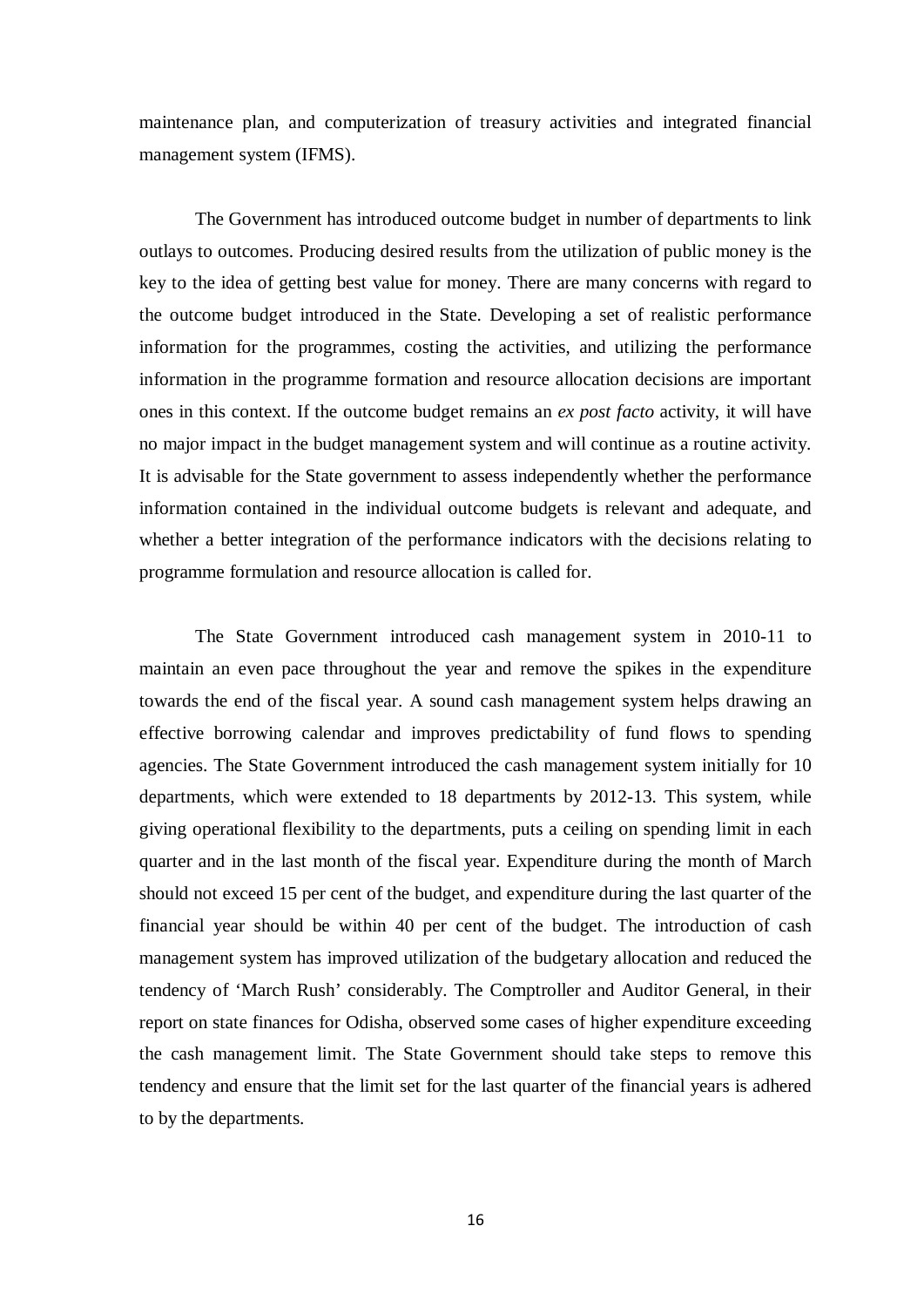maintenance plan, and computerization of treasury activities and integrated financial management system (IFMS).

The Government has introduced outcome budget in number of departments to link outlays to outcomes. Producing desired results from the utilization of public money is the key to the idea of getting best value for money. There are many concerns with regard to the outcome budget introduced in the State. Developing a set of realistic performance information for the programmes, costing the activities, and utilizing the performance information in the programme formation and resource allocation decisions are important ones in this context. If the outcome budget remains an *ex post facto* activity, it will have no major impact in the budget management system and will continue as a routine activity. It is advisable for the State government to assess independently whether the performance information contained in the individual outcome budgets is relevant and adequate, and whether a better integration of the performance indicators with the decisions relating to programme formulation and resource allocation is called for.

The State Government introduced cash management system in 2010-11 to maintain an even pace throughout the year and remove the spikes in the expenditure towards the end of the fiscal year. A sound cash management system helps drawing an effective borrowing calendar and improves predictability of fund flows to spending agencies. The State Government introduced the cash management system initially for 10 departments, which were extended to 18 departments by 2012-13. This system, while giving operational flexibility to the departments, puts a ceiling on spending limit in each quarter and in the last month of the fiscal year. Expenditure during the month of March should not exceed 15 per cent of the budget, and expenditure during the last quarter of the financial year should be within 40 per cent of the budget. The introduction of cash management system has improved utilization of the budgetary allocation and reduced the tendency of 'March Rush' considerably. The Comptroller and Auditor General, in their report on state finances for Odisha, observed some cases of higher expenditure exceeding the cash management limit. The State Government should take steps to remove this tendency and ensure that the limit set for the last quarter of the financial years is adhered to by the departments.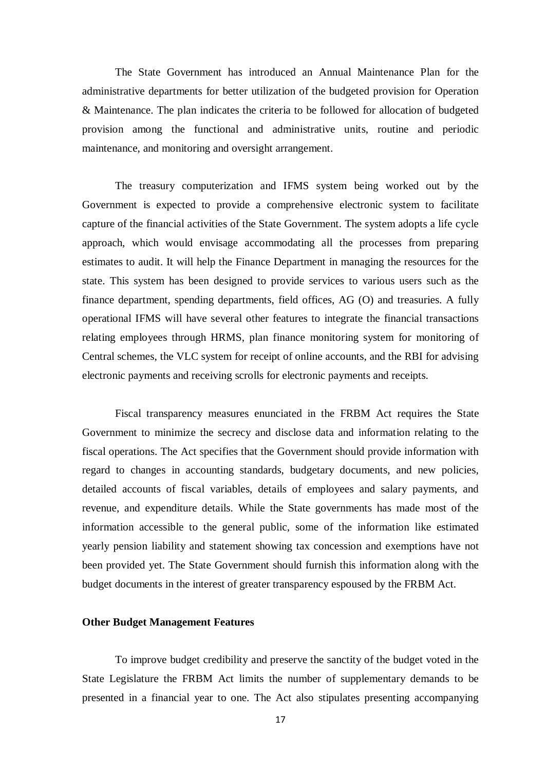The State Government has introduced an Annual Maintenance Plan for the administrative departments for better utilization of the budgeted provision for Operation & Maintenance. The plan indicates the criteria to be followed for allocation of budgeted provision among the functional and administrative units, routine and periodic maintenance, and monitoring and oversight arrangement.

The treasury computerization and IFMS system being worked out by the Government is expected to provide a comprehensive electronic system to facilitate capture of the financial activities of the State Government. The system adopts a life cycle approach, which would envisage accommodating all the processes from preparing estimates to audit. It will help the Finance Department in managing the resources for the state. This system has been designed to provide services to various users such as the finance department, spending departments, field offices, AG (O) and treasuries. A fully operational IFMS will have several other features to integrate the financial transactions relating employees through HRMS, plan finance monitoring system for monitoring of Central schemes, the VLC system for receipt of online accounts, and the RBI for advising electronic payments and receiving scrolls for electronic payments and receipts.

Fiscal transparency measures enunciated in the FRBM Act requires the State Government to minimize the secrecy and disclose data and information relating to the fiscal operations. The Act specifies that the Government should provide information with regard to changes in accounting standards, budgetary documents, and new policies, detailed accounts of fiscal variables, details of employees and salary payments, and revenue, and expenditure details. While the State governments has made most of the information accessible to the general public, some of the information like estimated yearly pension liability and statement showing tax concession and exemptions have not been provided yet. The State Government should furnish this information along with the budget documents in the interest of greater transparency espoused by the FRBM Act.

**Other Budget Management Features**

To improve budget credibility and preserve the sanctity of the budget voted in the State Legislature the FRBM Act limits the number of supplementary demands to be presented in a financial year to one. The Act also stipulates presenting accompanying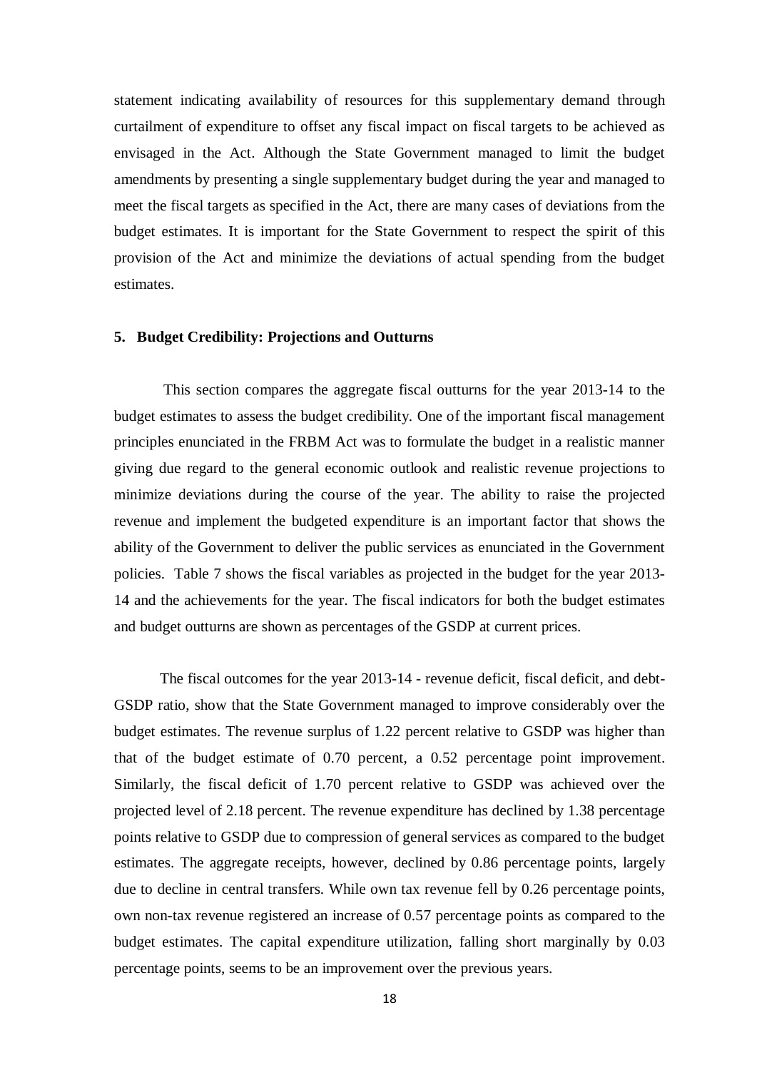statement indicating availability of resources for this supplementary demand through curtailment of expenditure to offset any fiscal impact on fiscal targets to be achieved as envisaged in the Act. Although the State Government managed to limit the budget amendments by presenting a single supplementary budget during the year and managed to meet the fiscal targets as specified in the Act, there are many cases of deviations from the budget estimates. It is important for the State Government to respect the spirit of this provision of the Act and minimize the deviations of actual spending from the budget estimates.

### 5. Budget Credibility: Projections and Outturns

This section compares the aggregate fiscal outturns for the year 2013-14 to the budget estimates to assess the budget credibility. One of the important fiscal management principles enunciated in the FRBM Act was to formulate the budget in a realistic manner giving due regard to the general economic outlook and realistic revenue projections to minimize deviations during the course of the year. The ability to raise the projected revenue and implement the budgeted expenditure is an important factor that shows the ability of the Government to deliver the public services as enunciated in the Government policies. Table 7 shows the fiscal variables as projected in the budget for the year 2013-14 and the achievements for the year. The fiscal indicators for both the budget estimates and budget outturns are shown as percentages of the GSDP at current prices.

The fiscal outcomes for the year 2013-14 - revenue deficit, fiscal deficit, and debt-GSDP ratio, show that the State Government managed to improve considerably over the budget estimates. The revenue surplus of 1.22 percent relative to GSDP was higher than that of the budget estimate of 0.70 percent, a 0.52 percentage point improvement. Similarly, the fiscal deficit of 1.70 percent relative to GSDP was achieved over the projected level of 2.18 percent. The revenue expenditure has declined by 1.38 percentage points relative to GSDP due to compression of general services as compared to the budget estimates. The aggregate receipts, however, declined by 0.86 percentage points, largely due to decline in central transfers. While own tax revenue fell by 0.26 percentage points, own non-tax revenue registered an increase of 0.57 percentage points as compared to the budget estimates. The capital expenditure utilization, falling short marginally by 0.03 percentage points, seems to be an improvement over the previous years.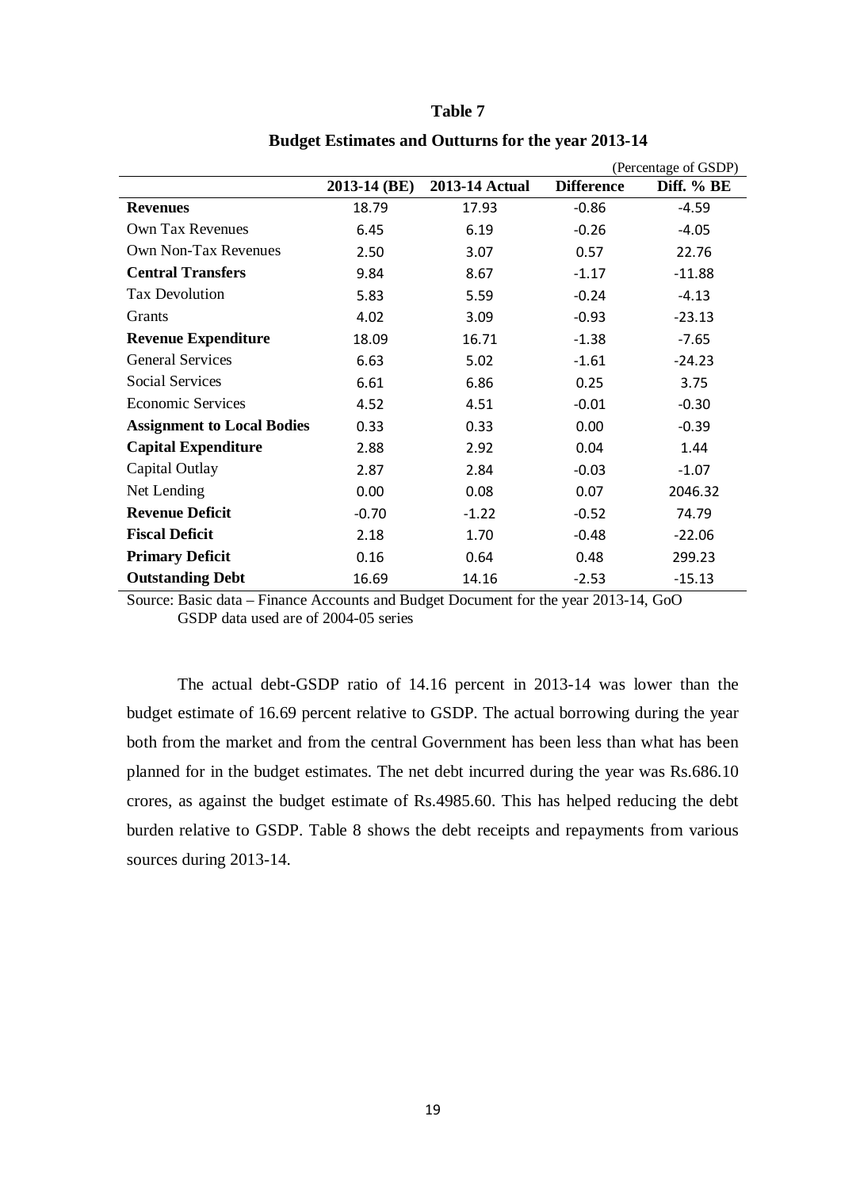**Table 7**

**Budget Estimates and Outturns for the year 2013-14**

(Percentage of GSDP)

| | 2013-14 (BE) | 2013-14 Actual | Difference | Diff. % BE |
|---|---|---|---|---|
| **Revenues** | 18.79 | 17.93 | -0.86 | -4.59 |
| Own Tax Revenues | 6.45 | 6.19 | -0.26 | -4.05 |
| Own Non-Tax Revenues | 2.50 | 3.07 | 0.57 | 22.76 |
| **Central Transfers** | 9.84 | 8.67 | -1.17 | -11.88 |
| Tax Devolution | 5.83 | 5.59 | -0.24 | -4.13 |
| Grants | 4.02 | 3.09 | -0.93 | -23.13 |
| **Revenue Expenditure** | 18.09 | 16.71 | -1.38 | -7.65 |
| General Services | 6.63 | 5.02 | -1.61 | -24.23 |
| Social Services | 6.61 | 6.86 | 0.25 | 3.75 |
| Economic Services | 4.52 | 4.51 | -0.01 | -0.30 |
| **Assignment to Local Bodies** | 0.33 | 0.33 | 0.00 | -0.39 |
| **Capital Expenditure** | 2.88 | 2.92 | 0.04 | 1.44 |
| Capital Outlay | 2.87 | 2.84 | -0.03 | -1.07 |
| Net Lending | 0.00 | 0.08 | 0.07 | 2046.32 |
| **Revenue Deficit** | -0.70 | -1.22 | -0.52 | 74.79 |
| **Fiscal Deficit** | 2.18 | 1.70 | -0.48 | -22.06 |
| **Primary Deficit** | 0.16 | 0.64 | 0.48 | 299.23 |
| **Outstanding Debt** | 16.69 | 14.16 | -2.53 | -15.13 |

Source: Basic data – Finance Accounts and Budget Document for the year 2013-14, GoO
GSDP data used are of 2004-05 series

The actual debt-GSDP ratio of 14.16 percent in 2013-14 was lower than the budget estimate of 16.69 percent relative to GSDP. The actual borrowing during the year both from the market and from the central Government has been less than what has been planned for in the budget estimates. The net debt incurred during the year was Rs.686.10 crores, as against the budget estimate of Rs.4985.60. This has helped reducing the debt burden relative to GSDP. Table 8 shows the debt receipts and repayments from various sources during 2013-14.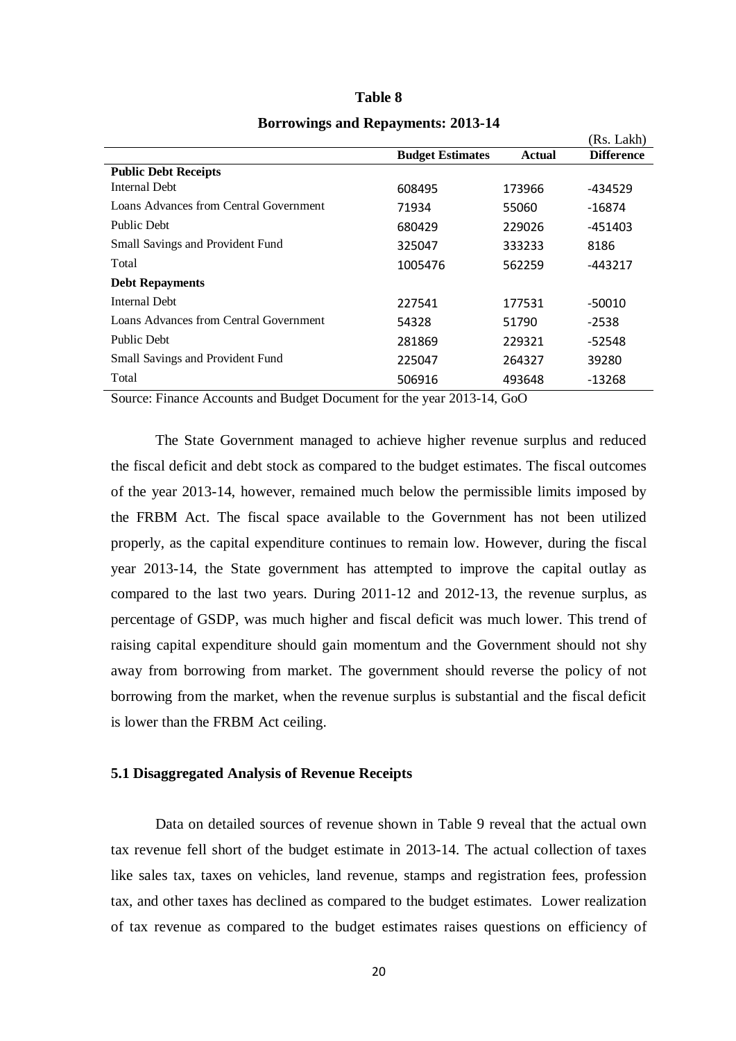**Table 8**

**Borrowings and Repayments: 2013-14**

(Rs. Lakh)

| | Budget Estimates | Actual | Difference |
|---|---|---|---|
| **Public Debt Receipts** | | | |
| Internal Debt | 608495 | 173966 | -434529 |
| Loans Advances from Central Government | 71934 | 55060 | -16874 |
| Public Debt | 680429 | 229026 | -451403 |
| Small Savings and Provident Fund | 325047 | 333233 | 8186 |
| Total | 1005476 | 562259 | -443217 |
| **Debt Repayments** | | | |
| Internal Debt | 227541 | 177531 | -50010 |
| Loans Advances from Central Government | 54328 | 51790 | -2538 |
| Public Debt | 281869 | 229321 | -52548 |
| Small Savings and Provident Fund | 225047 | 264327 | 39280 |
| Total | 506916 | 493648 | -13268 |

Source: Finance Accounts and Budget Document for the year 2013-14, GoO

The State Government managed to achieve higher revenue surplus and reduced the fiscal deficit and debt stock as compared to the budget estimates. The fiscal outcomes of the year 2013-14, however, remained much below the permissible limits imposed by the FRBM Act. The fiscal space available to the Government has not been utilized properly, as the capital expenditure continues to remain low. However, during the fiscal year 2013-14, the State government has attempted to improve the capital outlay as compared to the last two years. During 2011-12 and 2012-13, the revenue surplus, as percentage of GSDP, was much higher and fiscal deficit was much lower. This trend of raising capital expenditure should gain momentum and the Government should not shy away from borrowing from market. The government should reverse the policy of not borrowing from the market, when the revenue surplus is substantial and the fiscal deficit is lower than the FRBM Act ceiling.

### 5.1 Disaggregated Analysis of Revenue Receipts

Data on detailed sources of revenue shown in Table 9 reveal that the actual own tax revenue fell short of the budget estimate in 2013-14. The actual collection of taxes like sales tax, taxes on vehicles, land revenue, stamps and registration fees, profession tax, and other taxes has declined as compared to the budget estimates. Lower realization of tax revenue as compared to the budget estimates raises questions on efficiency of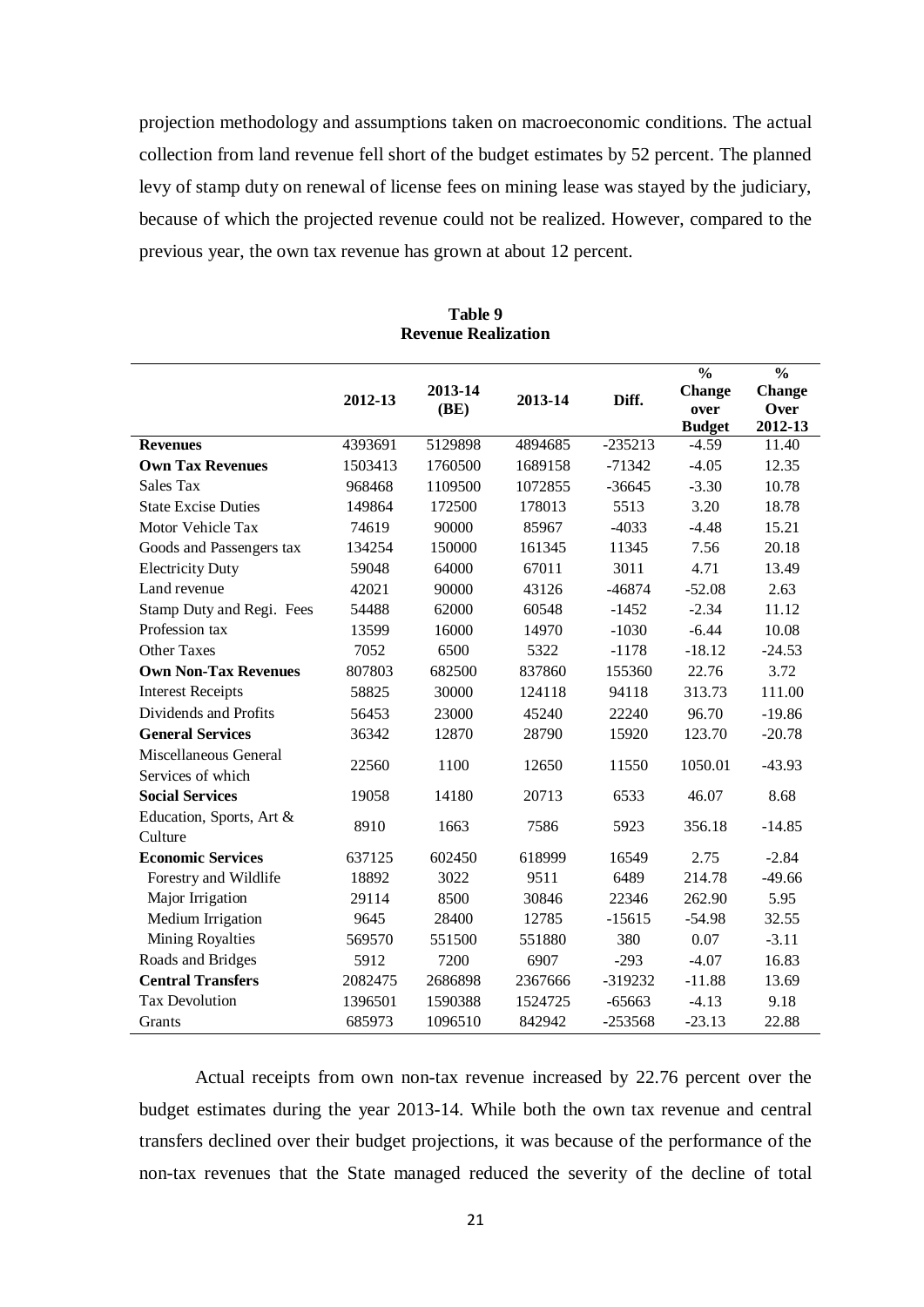projection methodology and assumptions taken on macroeconomic conditions. The actual collection from land revenue fell short of the budget estimates by 52 percent. The planned levy of stamp duty on renewal of license fees on mining lease was stayed by the judiciary, because of which the projected revenue could not be realized. However, compared to the previous year, the own tax revenue has grown at about 12 percent.

**Table 9**
**Revenue Realization**

| | 2012-13 | 2013-14 (BE) | 2013-14 | Diff. | % Change over Budget | % Change Over 2012-13 |
|---|---|---|---|---|---|---|
| **Revenues** | 4393691 | 5129898 | 4894685 | -235213 | -4.59 | 11.40 |
| **Own Tax Revenues** | 1503413 | 1760500 | 1689158 | -71342 | -4.05 | 12.35 |
| Sales Tax | 968468 | 1109500 | 1072855 | -36645 | -3.30 | 10.78 |
| State Excise Duties | 149864 | 172500 | 178013 | 5513 | 3.20 | 18.78 |
| Motor Vehicle Tax | 74619 | 90000 | 85967 | -4033 | -4.48 | 15.21 |
| Goods and Passengers tax | 134254 | 150000 | 161345 | 11345 | 7.56 | 20.18 |
| Electricity Duty | 59048 | 64000 | 67011 | 3011 | 4.71 | 13.49 |
| Land revenue | 42021 | 90000 | 43126 | -46874 | -52.08 | 2.63 |
| Stamp Duty and Regi. Fees | 54488 | 62000 | 60548 | -1452 | -2.34 | 11.12 |
| Profession tax | 13599 | 16000 | 14970 | -1030 | -6.44 | 10.08 |
| Other Taxes | 7052 | 6500 | 5322 | -1178 | -18.12 | -24.53 |
| **Own Non-Tax Revenues** | 807803 | 682500 | 837860 | 155360 | 22.76 | 3.72 |
| Interest Receipts | 58825 | 30000 | 124118 | 94118 | 313.73 | 111.00 |
| Dividends and Profits | 56453 | 23000 | 45240 | 22240 | 96.70 | -19.86 |
| **General Services** | 36342 | 12870 | 28790 | 15920 | 123.70 | -20.78 |
| Miscellaneous General Services of which | 22560 | 1100 | 12650 | 11550 | 1050.01 | -43.93 |
| **Social Services** | 19058 | 14180 | 20713 | 6533 | 46.07 | 8.68 |
| Education, Sports, Art & Culture | 8910 | 1663 | 7586 | 5923 | 356.18 | -14.85 |
| **Economic Services** | 637125 | 602450 | 618999 | 16549 | 2.75 | -2.84 |
| Forestry and Wildlife | 18892 | 3022 | 9511 | 6489 | 214.78 | -49.66 |
| Major Irrigation | 29114 | 8500 | 30846 | 22346 | 262.90 | 5.95 |
| Medium Irrigation | 9645 | 28400 | 12785 | -15615 | -54.98 | 32.55 |
| Mining Royalties | 569570 | 551500 | 551880 | 380 | 0.07 | -3.11 |
| Roads and Bridges | 5912 | 7200 | 6907 | -293 | -4.07 | 16.83 |
| **Central Transfers** | 2082475 | 2686898 | 2367666 | -319232 | -11.88 | 13.69 |
| Tax Devolution | 1396501 | 1590388 | 1524725 | -65663 | -4.13 | 9.18 |
| Grants | 685973 | 1096510 | 842942 | -253568 | -23.13 | 22.88 |

Actual receipts from own non-tax revenue increased by 22.76 percent over the budget estimates during the year 2013-14. While both the own tax revenue and central transfers declined over their budget projections, it was because of the performance of the non-tax revenues that the State managed reduced the severity of the decline of total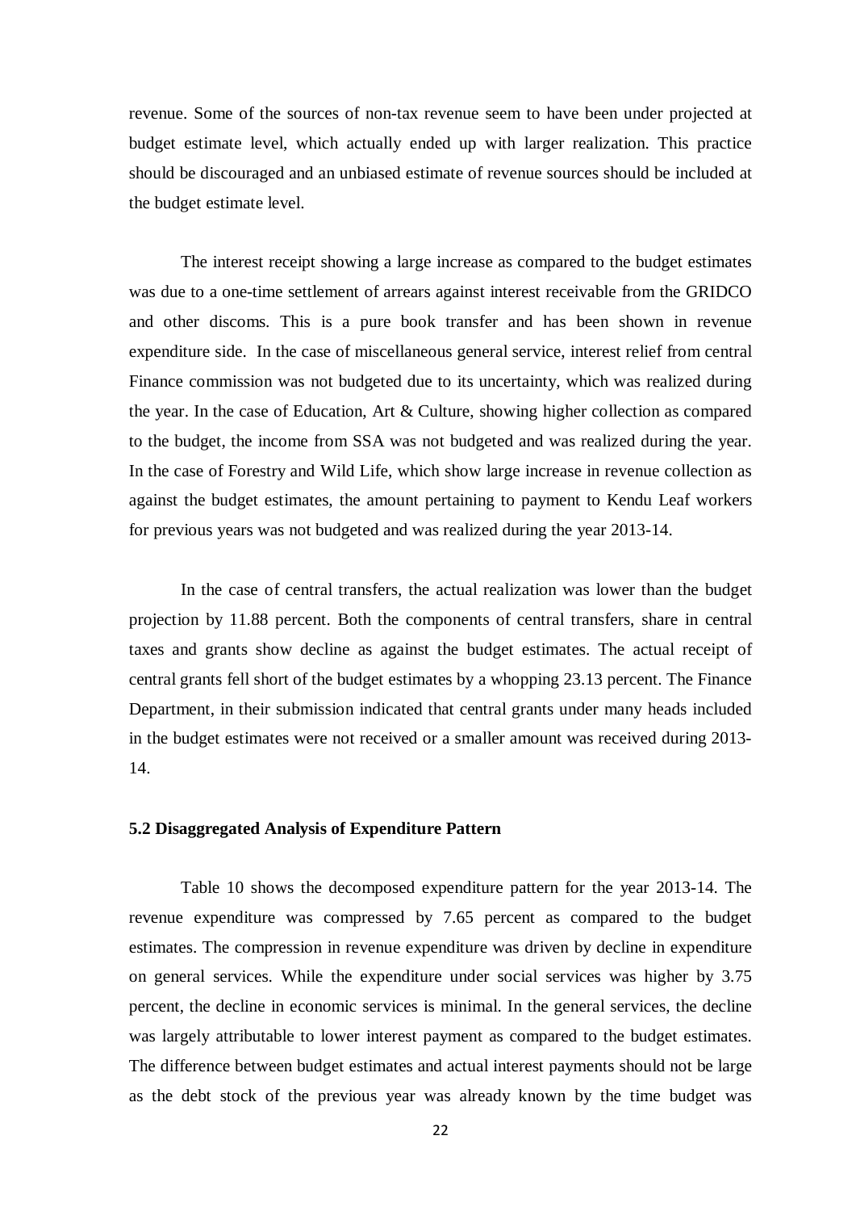revenue. Some of the sources of non-tax revenue seem to have been under projected at budget estimate level, which actually ended up with larger realization. This practice should be discouraged and an unbiased estimate of revenue sources should be included at the budget estimate level.

The interest receipt showing a large increase as compared to the budget estimates was due to a one-time settlement of arrears against interest receivable from the GRIDCO and other discoms. This is a pure book transfer and has been shown in revenue expenditure side. In the case of miscellaneous general service, interest relief from central Finance commission was not budgeted due to its uncertainty, which was realized during the year. In the case of Education, Art & Culture, showing higher collection as compared to the budget, the income from SSA was not budgeted and was realized during the year. In the case of Forestry and Wild Life, which show large increase in revenue collection as against the budget estimates, the amount pertaining to payment to Kendu Leaf workers for previous years was not budgeted and was realized during the year 2013-14.

In the case of central transfers, the actual realization was lower than the budget projection by 11.88 percent. Both the components of central transfers, share in central taxes and grants show decline as against the budget estimates. The actual receipt of central grants fell short of the budget estimates by a whopping 23.13 percent. The Finance Department, in their submission indicated that central grants under many heads included in the budget estimates were not received or a smaller amount was received during 2013-14.

### 5.2 Disaggregated Analysis of Expenditure Pattern

Table 10 shows the decomposed expenditure pattern for the year 2013-14. The revenue expenditure was compressed by 7.65 percent as compared to the budget estimates. The compression in revenue expenditure was driven by decline in expenditure on general services. While the expenditure under social services was higher by 3.75 percent, the decline in economic services is minimal. In the general services, the decline was largely attributable to lower interest payment as compared to the budget estimates. The difference between budget estimates and actual interest payments should not be large as the debt stock of the previous year was already known by the time budget was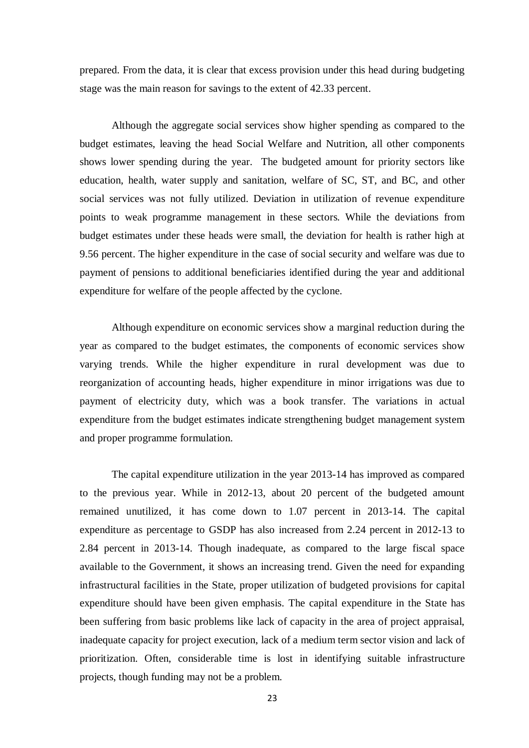prepared. From the data, it is clear that excess provision under this head during budgeting stage was the main reason for savings to the extent of 42.33 percent.

Although the aggregate social services show higher spending as compared to the budget estimates, leaving the head Social Welfare and Nutrition, all other components shows lower spending during the year. The budgeted amount for priority sectors like education, health, water supply and sanitation, welfare of SC, ST, and BC, and other social services was not fully utilized. Deviation in utilization of revenue expenditure points to weak programme management in these sectors. While the deviations from budget estimates under these heads were small, the deviation for health is rather high at 9.56 percent. The higher expenditure in the case of social security and welfare was due to payment of pensions to additional beneficiaries identified during the year and additional expenditure for welfare of the people affected by the cyclone.

Although expenditure on economic services show a marginal reduction during the year as compared to the budget estimates, the components of economic services show varying trends. While the higher expenditure in rural development was due to reorganization of accounting heads, higher expenditure in minor irrigations was due to payment of electricity duty, which was a book transfer. The variations in actual expenditure from the budget estimates indicate strengthening budget management system and proper programme formulation.

The capital expenditure utilization in the year 2013-14 has improved as compared to the previous year. While in 2012-13, about 20 percent of the budgeted amount remained unutilized, it has come down to 1.07 percent in 2013-14. The capital expenditure as percentage to GSDP has also increased from 2.24 percent in 2012-13 to 2.84 percent in 2013-14. Though inadequate, as compared to the large fiscal space available to the Government, it shows an increasing trend. Given the need for expanding infrastructural facilities in the State, proper utilization of budgeted provisions for capital expenditure should have been given emphasis. The capital expenditure in the State has been suffering from basic problems like lack of capacity in the area of project appraisal, inadequate capacity for project execution, lack of a medium term sector vision and lack of prioritization. Often, considerable time is lost in identifying suitable infrastructure projects, though funding may not be a problem.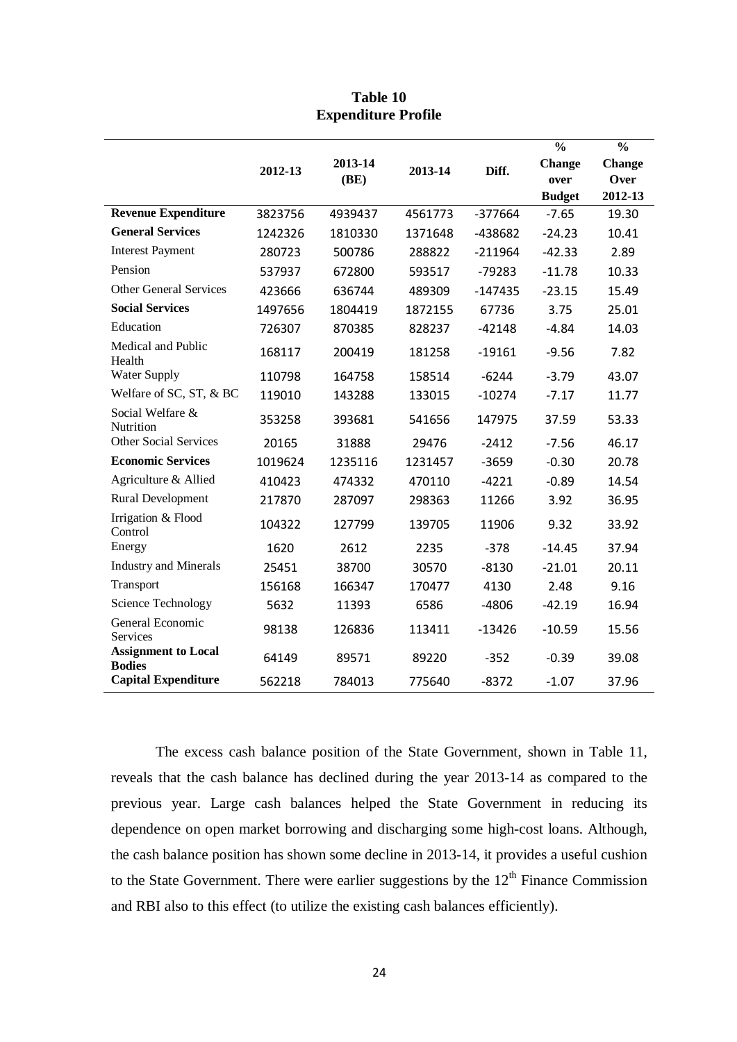**Table 10**
**Expenditure Profile**

| | 2012-13 | 2013-14 (BE) | 2013-14 | Diff. | % Change over Budget | % Change Over 2012-13 |
|---|---|---|---|---|---|---|
| **Revenue Expenditure** | 3823756 | 4939437 | 4561773 | -377664 | -7.65 | 19.30 |
| **General Services** | 1242326 | 1810330 | 1371648 | -438682 | -24.23 | 10.41 |
| Interest Payment | 280723 | 500786 | 288822 | -211964 | -42.33 | 2.89 |
| Pension | 537937 | 672800 | 593517 | -79283 | -11.78 | 10.33 |
| Other General Services | 423666 | 636744 | 489309 | -147435 | -23.15 | 15.49 |
| **Social Services** | 1497656 | 1804419 | 1872155 | 67736 | 3.75 | 25.01 |
| Education | 726307 | 870385 | 828237 | -42148 | -4.84 | 14.03 |
| Medical and Public Health | 168117 | 200419 | 181258 | -19161 | -9.56 | 7.82 |
| Water Supply | 110798 | 164758 | 158514 | -6244 | -3.79 | 43.07 |
| Welfare of SC, ST, & BC | 119010 | 143288 | 133015 | -10274 | -7.17 | 11.77 |
| Social Welfare & Nutrition | 353258 | 393681 | 541656 | 147975 | 37.59 | 53.33 |
| Other Social Services | 20165 | 31888 | 29476 | -2412 | -7.56 | 46.17 |
| **Economic Services** | 1019624 | 1235116 | 1231457 | -3659 | -0.30 | 20.78 |
| Agriculture & Allied | 410423 | 474332 | 470110 | -4221 | -0.89 | 14.54 |
| Rural Development | 217870 | 287097 | 298363 | 11266 | 3.92 | 36.95 |
| Irrigation & Flood Control | 104322 | 127799 | 139705 | 11906 | 9.32 | 33.92 |
| Energy | 1620 | 2612 | 2235 | -378 | -14.45 | 37.94 |
| Industry and Minerals | 25451 | 38700 | 30570 | -8130 | -21.01 | 20.11 |
| Transport | 156168 | 166347 | 170477 | 4130 | 2.48 | 9.16 |
| Science Technology | 5632 | 11393 | 6586 | -4806 | -42.19 | 16.94 |
| General Economic Services | 98138 | 126836 | 113411 | -13426 | -10.59 | 15.56 |
| **Assignment to Local Bodies** | 64149 | 89571 | 89220 | -352 | -0.39 | 39.08 |
| **Capital Expenditure** | 562218 | 784013 | 775640 | -8372 | -1.07 | 37.96 |

The excess cash balance position of the State Government, shown in Table 11, reveals that the cash balance has declined during the year 2013-14 as compared to the previous year. Large cash balances helped the State Government in reducing its dependence on open market borrowing and discharging some high-cost loans. Although, the cash balance position has shown some decline in 2013-14, it provides a useful cushion to the State Government. There were earlier suggestions by the 12th Finance Commission and RBI also to this effect (to utilize the existing cash balances efficiently).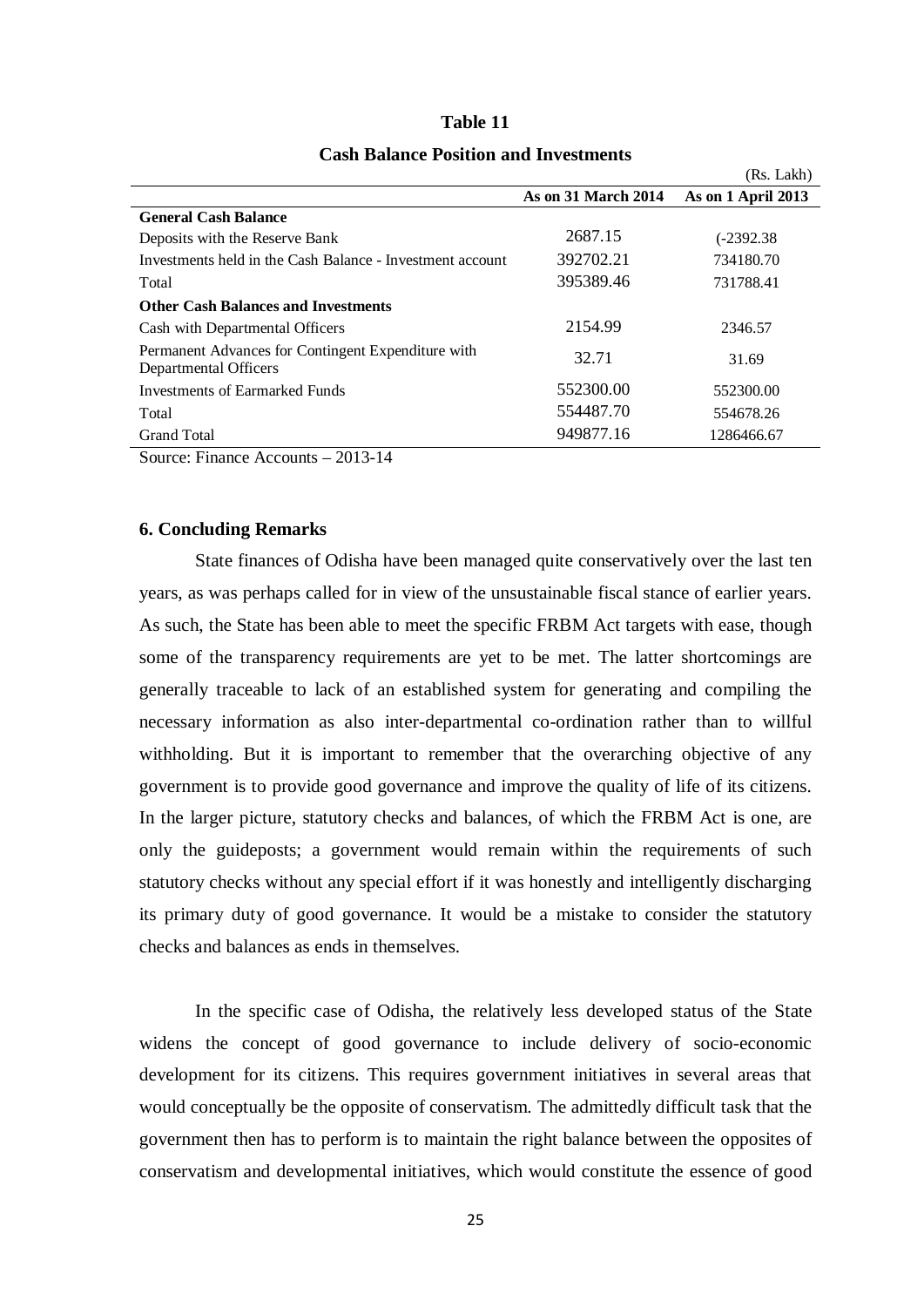**Table 11**

**Cash Balance Position and Investments**

(Rs. Lakh)

| | As on 31 March 2014 | As on 1 April 2013 |
|---|---|---|
| **General Cash Balance** | | |
| Deposits with the Reserve Bank | 2687.15 | (-2392.38 |
| Investments held in the Cash Balance - Investment account | 392702.21 | 734180.70 |
| Total | 395389.46 | 731788.41 |
| **Other Cash Balances and Investments** | | |
| Cash with Departmental Officers | 2154.99 | 2346.57 |
| Permanent Advances for Contingent Expenditure with Departmental Officers | 32.71 | 31.69 |
| Investments of Earmarked Funds | 552300.00 | 552300.00 |
| Total | 554487.70 | 554678.26 |
| Grand Total | 949877.16 | 1286466.67 |

Source: Finance Accounts – 2013-14

## 6. Concluding Remarks

State finances of Odisha have been managed quite conservatively over the last ten years, as was perhaps called for in view of the unsustainable fiscal stance of earlier years. As such, the State has been able to meet the specific FRBM Act targets with ease, though some of the transparency requirements are yet to be met. The latter shortcomings are generally traceable to lack of an established system for generating and compiling the necessary information as also inter-departmental co-ordination rather than to willful withholding. But it is important to remember that the overarching objective of any government is to provide good governance and improve the quality of life of its citizens. In the larger picture, statutory checks and balances, of which the FRBM Act is one, are only the guideposts; a government would remain within the requirements of such statutory checks without any special effort if it was honestly and intelligently discharging its primary duty of good governance. It would be a mistake to consider the statutory checks and balances as ends in themselves.

In the specific case of Odisha, the relatively less developed status of the State widens the concept of good governance to include delivery of socio-economic development for its citizens. This requires government initiatives in several areas that would conceptually be the opposite of conservatism. The admittedly difficult task that the government then has to perform is to maintain the right balance between the opposites of conservatism and developmental initiatives, which would constitute the essence of good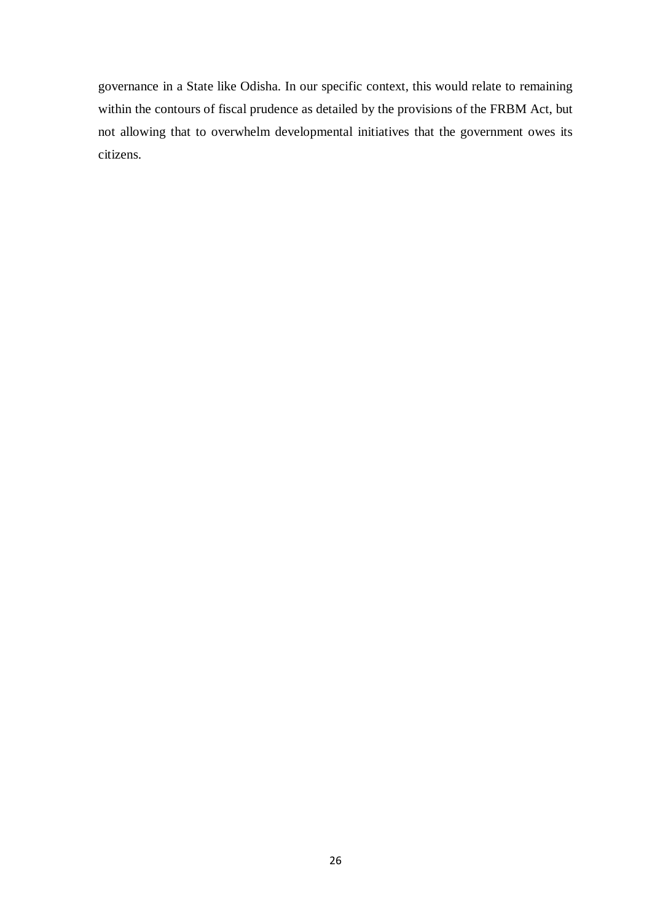governance in a State like Odisha. In our specific context, this would relate to remaining within the contours of fiscal prudence as detailed by the provisions of the FRBM Act, but not allowing that to overwhelm developmental initiatives that the government owes its citizens.